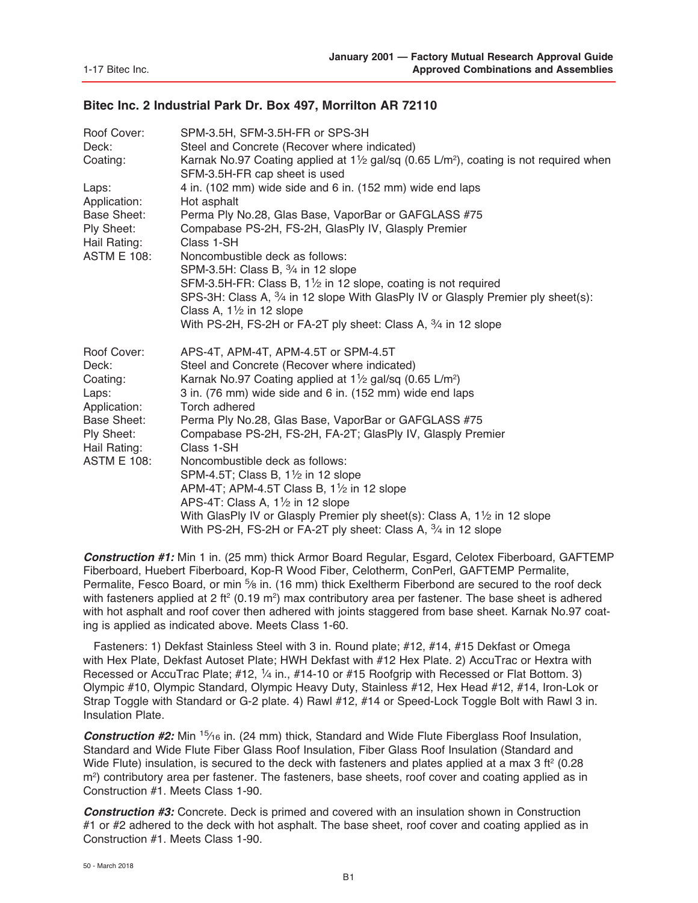## Bitec Inc. 2 Industrial Park Dr. Box 497, Morrilton AR 72110

| | |
|---|---|
| Roof Cover: | SPM-3.5H, SFM-3.5H-FR or SPS-3H |
| Deck: | Steel and Concrete (Recover where indicated) |
| Coating: | Karnak No.97 Coating applied at 1½ gal/sq (0.65 L/m²), coating is not required when SFM-3.5H-FR cap sheet is used |
| Laps: | 4 in. (102 mm) wide side and 6 in. (152 mm) wide end laps |
| Application: | Hot asphalt |
| Base Sheet: | Perma Ply No.28, Glas Base, VaporBar or GAFGLASS #75 |
| Ply Sheet: | Compabase PS-2H, FS-2H, GlasPly IV, Glasply Premier |
| Hail Rating: | Class 1-SH |
| ASTM E 108: | Noncombustible deck as follows:<br>SPM-3.5H: Class B, ¾ in 12 slope<br>SFM-3.5H-FR: Class B, 1½ in 12 slope, coating is not required<br>SPS-3H: Class A, ¾ in 12 slope With GlasPly IV or Glasply Premier ply sheet(s): Class A, 1½ in 12 slope<br>With PS-2H, FS-2H or FA-2T ply sheet: Class A, ¾ in 12 slope |

| | |
|---|---|
| Roof Cover: | APS-4T, APM-4T, APM-4.5T or SPM-4.5T |
| Deck: | Steel and Concrete (Recover where indicated) |
| Coating: | Karnak No.97 Coating applied at 1½ gal/sq (0.65 L/m²) |
| Laps: | 3 in. (76 mm) wide side and 6 in. (152 mm) wide end laps |
| Application: | Torch adhered |
| Base Sheet: | Perma Ply No.28, Glas Base, VaporBar or GAFGLASS #75 |
| Ply Sheet: | Compabase PS-2H, FS-2H, FA-2T; GlasPly IV, Glasply Premier |
| Hail Rating: | Class 1-SH |
| ASTM E 108: | Noncombustible deck as follows:<br>SPM-4.5T; Class B, 1½ in 12 slope<br>APM-4T; APM-4.5T Class B, 1½ in 12 slope<br>APS-4T: Class A, 1½ in 12 slope<br>With GlasPly IV or Glasply Premier ply sheet(s): Class A, 1½ in 12 slope<br>With PS-2H, FS-2H or FA-2T ply sheet: Class A, ¾ in 12 slope |

***Construction #1:*** Min 1 in. (25 mm) thick Armor Board Regular, Esgard, Celotex Fiberboard, GAFTEMP Fiberboard, Huebert Fiberboard, Kop-R Wood Fiber, Celotherm, ConPerl, GAFTEMP Permalite, Permalite, Fesco Board, or min ⅝ in. (16 mm) thick Exeltherm Fiberbond are secured to the roof deck with fasteners applied at 2 ft² (0.19 m²) max contributory area per fastener. The base sheet is adhered with hot asphalt and roof cover then adhered with joints staggered from base sheet. Karnak No.97 coating is applied as indicated above. Meets Class 1-60.

Fasteners: 1) Dekfast Stainless Steel with 3 in. Round plate; #12, #14, #15 Dekfast or Omega with Hex Plate, Dekfast Autoset Plate; HWH Dekfast with #12 Hex Plate. 2) AccuTrac or Hextra with Recessed or AccuTrac Plate; #12, ¼ in., #14-10 or #15 Roofgrip with Recessed or Flat Bottom. 3) Olympic #10, Olympic Standard, Olympic Heavy Duty, Stainless #12, Hex Head #12, #14, Iron-Lok or Strap Toggle with Standard or G-2 plate. 4) Rawl #12, #14 or Speed-Lock Toggle Bolt with Rawl 3 in. Insulation Plate.

***Construction #2:*** Min 15⁄16 in. (24 mm) thick, Standard and Wide Flute Fiberglass Roof Insulation, Standard and Wide Flute Fiber Glass Roof Insulation, Fiber Glass Roof Insulation (Standard and Wide Flute) insulation, is secured to the deck with fasteners and plates applied at a max 3 ft² (0.28 m²) contributory area per fastener. The fasteners, base sheets, roof cover and coating applied as in Construction #1. Meets Class 1-90.

***Construction #3:*** Concrete. Deck is primed and covered with an insulation shown in Construction #1 or #2 adhered to the deck with hot asphalt. The base sheet, roof cover and coating applied as in Construction #1. Meets Class 1-90.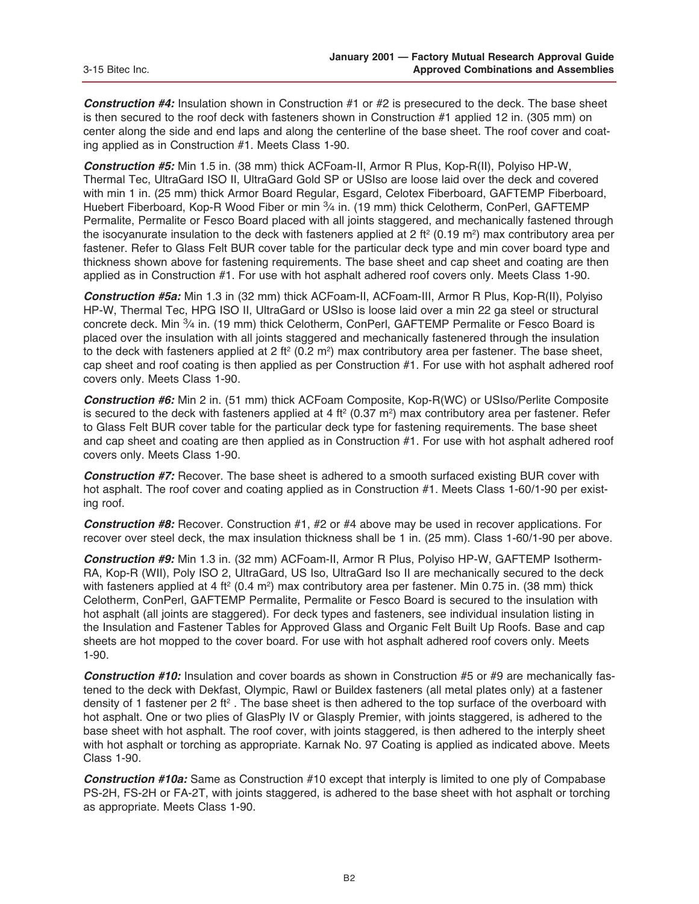**Construction #4:** Insulation shown in Construction #1 or #2 is presecured to the deck. The base sheet is then secured to the roof deck with fasteners shown in Construction #1 applied 12 in. (305 mm) on center along the side and end laps and along the centerline of the base sheet. The roof cover and coating applied as in Construction #1. Meets Class 1-90.

**Construction #5:** Min 1.5 in. (38 mm) thick ACFoam-II, Armor R Plus, Kop-R(II), Polyiso HP-W, Thermal Tec, UltraGard ISO II, UltraGard Gold SP or USIso are loose laid over the deck and covered with min 1 in. (25 mm) thick Armor Board Regular, Esgard, Celotex Fiberboard, GAFTEMP Fiberboard, Huebert Fiberboard, Kop-R Wood Fiber or min ¾ in. (19 mm) thick Celotherm, ConPerl, GAFTEMP Permalite, Permalite or Fesco Board placed with all joints staggered, and mechanically fastened through the isocyanurate insulation to the deck with fasteners applied at 2 ft² (0.19 m²) max contributory area per fastener. Refer to Glass Felt BUR cover table for the particular deck type and min cover board type and thickness shown above for fastening requirements. The base sheet and cap sheet and coating are then applied as in Construction #1. For use with hot asphalt adhered roof covers only. Meets Class 1-90.

**Construction #5a:** Min 1.3 in (32 mm) thick ACFoam-II, ACFoam-III, Armor R Plus, Kop-R(II), Polyiso HP-W, Thermal Tec, HPG ISO II, UltraGard or USIso is loose laid over a min 22 ga steel or structural concrete deck. Min ¾ in. (19 mm) thick Celotherm, ConPerl, GAFTEMP Permalite or Fesco Board is placed over the insulation with all joints staggered and mechanically fastenered through the insulation to the deck with fasteners applied at 2 ft² (0.2 m²) max contributory area per fastener. The base sheet, cap sheet and roof coating is then applied as per Construction #1. For use with hot asphalt adhered roof covers only. Meets Class 1-90.

**Construction #6:** Min 2 in. (51 mm) thick ACFoam Composite, Kop-R(WC) or USIso/Perlite Composite is secured to the deck with fasteners applied at 4 ft² (0.37 m²) max contributory area per fastener. Refer to Glass Felt BUR cover table for the particular deck type for fastening requirements. The base sheet and cap sheet and coating are then applied as in Construction #1. For use with hot asphalt adhered roof covers only. Meets Class 1-90.

**Construction #7:** Recover. The base sheet is adhered to a smooth surfaced existing BUR cover with hot asphalt. The roof cover and coating applied as in Construction #1. Meets Class 1-60/1-90 per existing roof.

**Construction #8:** Recover. Construction #1, #2 or #4 above may be used in recover applications. For recover over steel deck, the max insulation thickness shall be 1 in. (25 mm). Class 1-60/1-90 per above.

**Construction #9:** Min 1.3 in. (32 mm) ACFoam-II, Armor R Plus, Polyiso HP-W, GAFTEMP Isotherm-RA, Kop-R (WII), Poly ISO 2, UltraGard, US Iso, UltraGard Iso II are mechanically secured to the deck with fasteners applied at 4 ft² (0.4 m²) max contributory area per fastener. Min 0.75 in. (38 mm) thick Celotherm, ConPerl, GAFTEMP Permalite, Permalite or Fesco Board is secured to the insulation with hot asphalt (all joints are staggered). For deck types and fasteners, see individual insulation listing in the Insulation and Fastener Tables for Approved Glass and Organic Felt Built Up Roofs. Base and cap sheets are hot mopped to the cover board. For use with hot asphalt adhered roof covers only. Meets 1-90.

**Construction #10:** Insulation and cover boards as shown in Construction #5 or #9 are mechanically fastened to the deck with Dekfast, Olympic, Rawl or Buildex fasteners (all metal plates only) at a fastener density of 1 fastener per 2 ft². The base sheet is then adhered to the top surface of the overboard with hot asphalt. One or two plies of GlasPly IV or Glasply Premier, with joints staggered, is adhered to the base sheet with hot asphalt. The roof cover, with joints staggered, is then adhered to the interply sheet with hot asphalt or torching as appropriate. Karnak No. 97 Coating is applied as indicated above. Meets Class 1-90.

**Construction #10a:** Same as Construction #10 except that interply is limited to one ply of Compabase PS-2H, FS-2H or FA-2T, with joints staggered, is adhered to the base sheet with hot asphalt or torching as appropriate. Meets Class 1-90.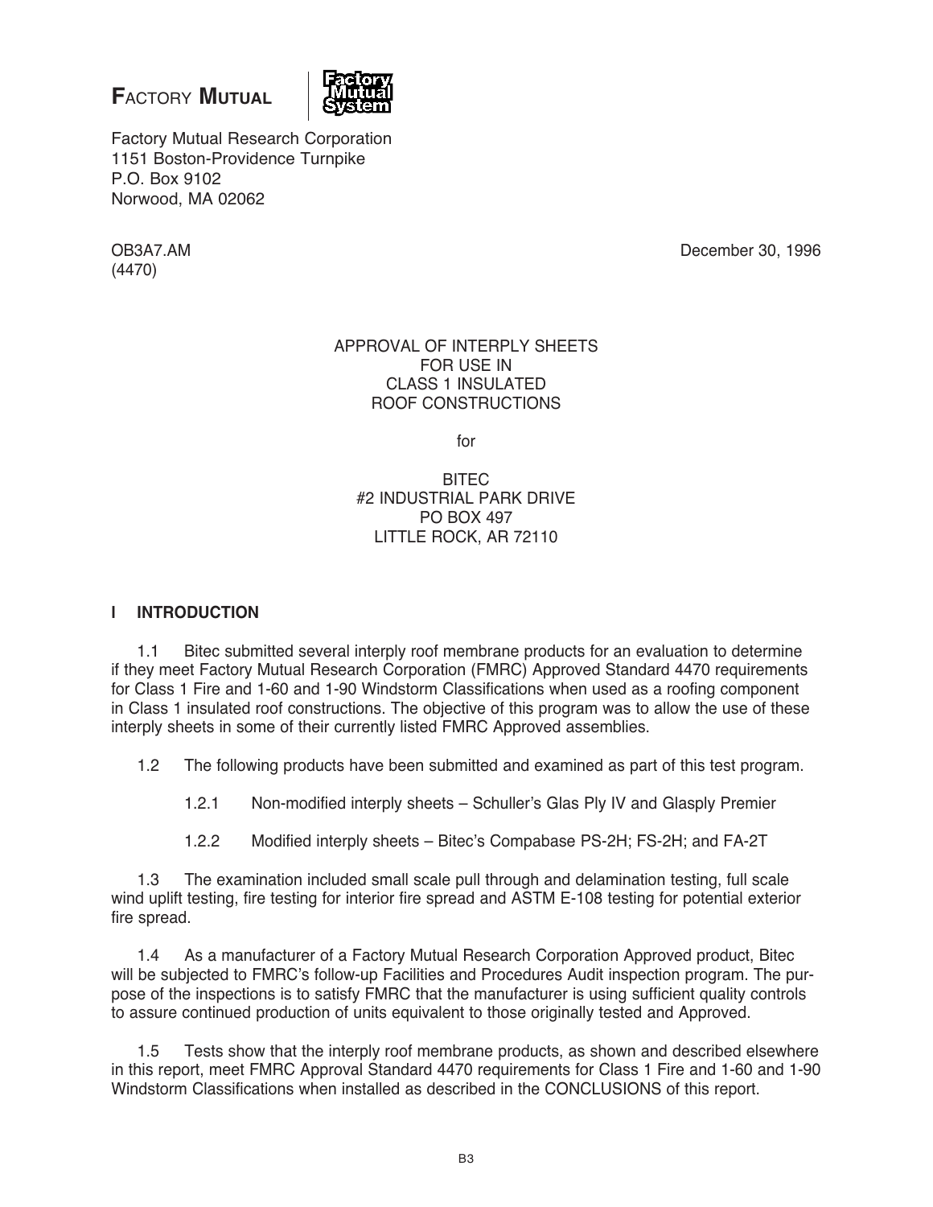**FACTORY MUTUAL**

Factory Mutual Research Corporation
1151 Boston-Providence Turnpike
P.O. Box 9102
Norwood, MA 02062

OB3A7.AM
(4470)

December 30, 1996

APPROVAL OF INTERPLY SHEETS
FOR USE IN
CLASS 1 INSULATED
ROOF CONSTRUCTIONS

for

BITEC
#2 INDUSTRIAL PARK DRIVE
PO BOX 497
LITTLE ROCK, AR 72110

## I INTRODUCTION

1.1 Bitec submitted several interply roof membrane products for an evaluation to determine if they meet Factory Mutual Research Corporation (FMRC) Approved Standard 4470 requirements for Class 1 Fire and 1-60 and 1-90 Windstorm Classifications when used as a roofing component in Class 1 insulated roof constructions. The objective of this program was to allow the use of these interply sheets in some of their currently listed FMRC Approved assemblies.

1.2 The following products have been submitted and examined as part of this test program.

1.2.1 Non-modified interply sheets – Schuller's Glas Ply IV and Glasply Premier

1.2.2 Modified interply sheets – Bitec's Compabase PS-2H; FS-2H; and FA-2T

1.3 The examination included small scale pull through and delamination testing, full scale wind uplift testing, fire testing for interior fire spread and ASTM E-108 testing for potential exterior fire spread.

1.4 As a manufacturer of a Factory Mutual Research Corporation Approved product, Bitec will be subjected to FMRC's follow-up Facilities and Procedures Audit inspection program. The purpose of the inspections is to satisfy FMRC that the manufacturer is using sufficient quality controls to assure continued production of units equivalent to those originally tested and Approved.

1.5 Tests show that the interply roof membrane products, as shown and described elsewhere in this report, meet FMRC Approval Standard 4470 requirements for Class 1 Fire and 1-60 and 1-90 Windstorm Classifications when installed as described in the CONCLUSIONS of this report.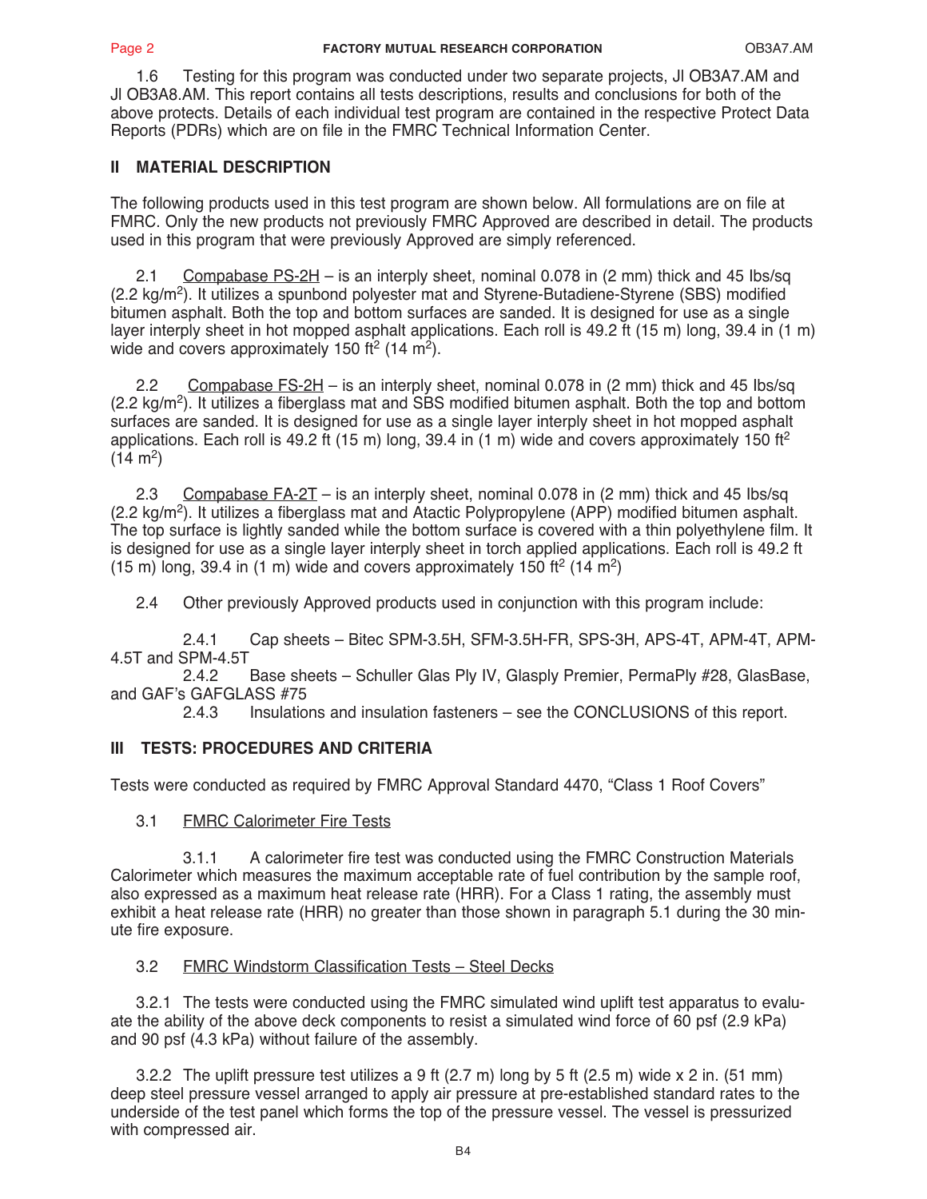1.6 Testing for this program was conducted under two separate projects, JI OB3A7.AM and JI OB3A8.AM. This report contains all tests descriptions, results and conclusions for both of the above protects. Details of each individual test program are contained in the respective Protect Data Reports (PDRs) which are on file in the FMRC Technical Information Center.

## II MATERIAL DESCRIPTION

The following products used in this test program are shown below. All formulations are on file at FMRC. Only the new products not previously FMRC Approved are described in detail. The products used in this program that were previously Approved are simply referenced.

2.1 Compabase PS-2H – is an interply sheet, nominal 0.078 in (2 mm) thick and 45 lbs/sq (2.2 kg/m$^2$). It utilizes a spunbond polyester mat and Styrene-Butadiene-Styrene (SBS) modified bitumen asphalt. Both the top and bottom surfaces are sanded. It is designed for use as a single layer interply sheet in hot mopped asphalt applications. Each roll is 49.2 ft (15 m) long, 39.4 in (1 m) wide and covers approximately 150 ft$^2$ (14 m$^2$).

2.2 Compabase FS-2H – is an interply sheet, nominal 0.078 in (2 mm) thick and 45 lbs/sq (2.2 kg/m$^2$). It utilizes a fiberglass mat and SBS modified bitumen asphalt. Both the top and bottom surfaces are sanded. It is designed for use as a single layer interply sheet in hot mopped asphalt applications. Each roll is 49.2 ft (15 m) long, 39.4 in (1 m) wide and covers approximately 150 ft$^2$ (14 m$^2$)

2.3 Compabase FA-2T – is an interply sheet, nominal 0.078 in (2 mm) thick and 45 lbs/sq (2.2 kg/m$^2$). It utilizes a fiberglass mat and Atactic Polypropylene (APP) modified bitumen asphalt. The top surface is lightly sanded while the bottom surface is covered with a thin polyethylene film. It is designed for use as a single layer interply sheet in torch applied applications. Each roll is 49.2 ft (15 m) long, 39.4 in (1 m) wide and covers approximately 150 ft$^2$ (14 m$^2$)

2.4 Other previously Approved products used in conjunction with this program include:

2.4.1 Cap sheets – Bitec SPM-3.5H, SFM-3.5H-FR, SPS-3H, APS-4T, APM-4T, APM-4.5T and SPM-4.5T

2.4.2 Base sheets – Schuller Glas Ply IV, Glasply Premier, PermaPly #28, GlasBase, and GAF's GAFGLASS #75

2.4.3 Insulations and insulation fasteners – see the CONCLUSIONS of this report.

## III TESTS: PROCEDURES AND CRITERIA

Tests were conducted as required by FMRC Approval Standard 4470, "Class 1 Roof Covers"

3.1 FMRC Calorimeter Fire Tests

3.1.1 A calorimeter fire test was conducted using the FMRC Construction Materials Calorimeter which measures the maximum acceptable rate of fuel contribution by the sample roof, also expressed as a maximum heat release rate (HRR). For a Class 1 rating, the assembly must exhibit a heat release rate (HRR) no greater than those shown in paragraph 5.1 during the 30 minute fire exposure.

3.2 FMRC Windstorm Classification Tests – Steel Decks

3.2.1 The tests were conducted using the FMRC simulated wind uplift test apparatus to evaluate the ability of the above deck components to resist a simulated wind force of 60 psf (2.9 kPa) and 90 psf (4.3 kPa) without failure of the assembly.

3.2.2 The uplift pressure test utilizes a 9 ft (2.7 m) long by 5 ft (2.5 m) wide x 2 in. (51 mm) deep steel pressure vessel arranged to apply air pressure at pre-established standard rates to the underside of the test panel which forms the top of the pressure vessel. The vessel is pressurized with compressed air.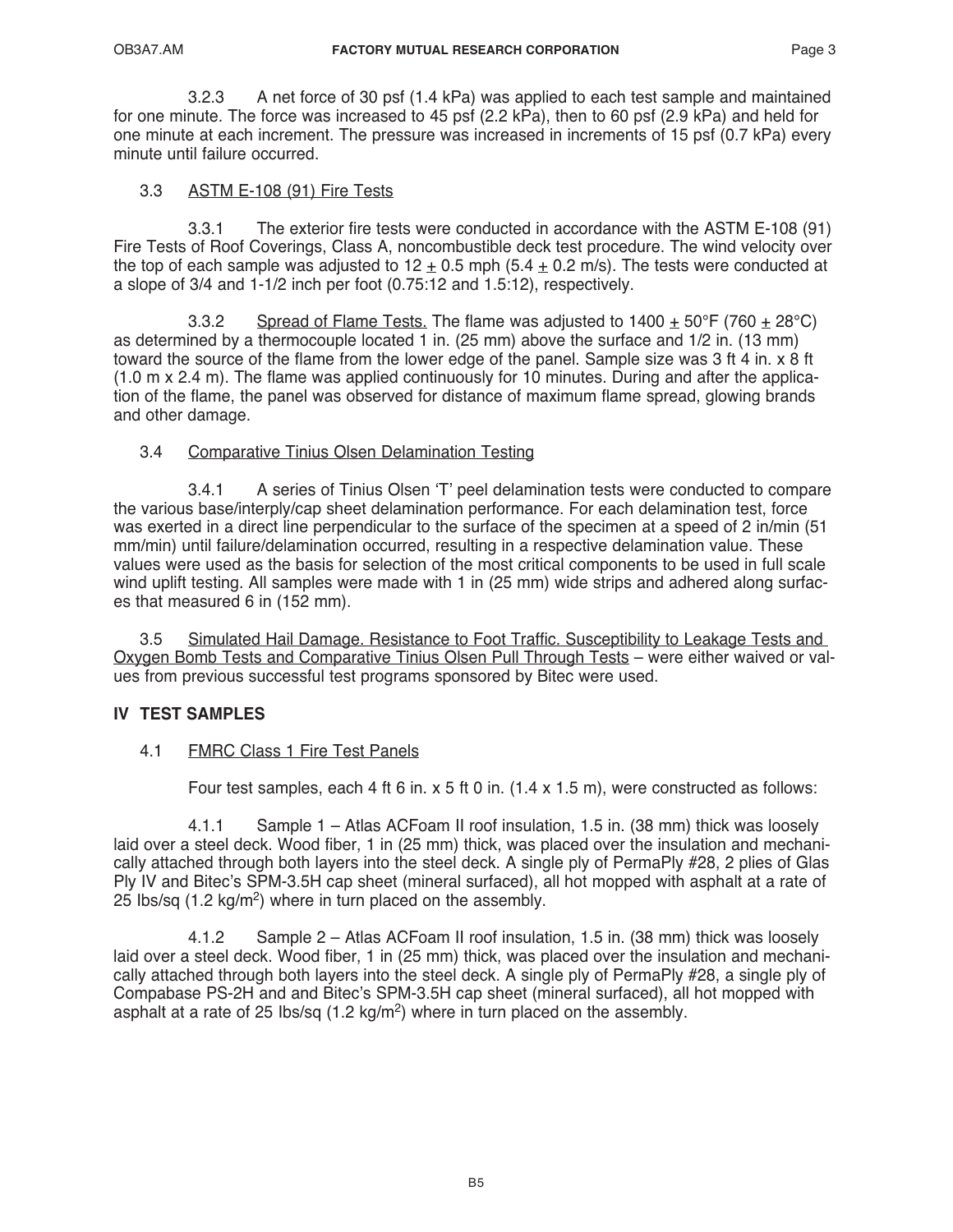3.2.3 A net force of 30 psf (1.4 kPa) was applied to each test sample and maintained for one minute. The force was increased to 45 psf (2.2 kPa), then to 60 psf (2.9 kPa) and held for one minute at each increment. The pressure was increased in increments of 15 psf (0.7 kPa) every minute until failure occurred.

3.3 ASTM E-108 (91) Fire Tests

3.3.1 The exterior fire tests were conducted in accordance with the ASTM E-108 (91) Fire Tests of Roof Coverings, Class A, noncombustible deck test procedure. The wind velocity over the top of each sample was adjusted to 12 ± 0.5 mph (5.4 ± 0.2 m/s). The tests were conducted at a slope of 3/4 and 1-1/2 inch per foot (0.75:12 and 1.5:12), respectively.

3.3.2 Spread of Flame Tests. The flame was adjusted to 1400 ± 50°F (760 ± 28°C) as determined by a thermocouple located 1 in. (25 mm) above the surface and 1/2 in. (13 mm) toward the source of the flame from the lower edge of the panel. Sample size was 3 ft 4 in. x 8 ft (1.0 m x 2.4 m). The flame was applied continuously for 10 minutes. During and after the application of the flame, the panel was observed for distance of maximum flame spread, glowing brands and other damage.

3.4 Comparative Tinius Olsen Delamination Testing

3.4.1 A series of Tinius Olsen 'T' peel delamination tests were conducted to compare the various base/interply/cap sheet delamination performance. For each delamination test, force was exerted in a direct line perpendicular to the surface of the specimen at a speed of 2 in/min (51 mm/min) until failure/delamination occurred, resulting in a respective delamination value. These values were used as the basis for selection of the most critical components to be used in full scale wind uplift testing. All samples were made with 1 in (25 mm) wide strips and adhered along surfaces that measured 6 in (152 mm).

3.5 Simulated Hail Damage. Resistance to Foot Traffic. Susceptibility to Leakage Tests and Oxygen Bomb Tests and Comparative Tinius Olsen Pull Through Tests – were either waived or values from previous successful test programs sponsored by Bitec were used.

## IV TEST SAMPLES

4.1 FMRC Class 1 Fire Test Panels

Four test samples, each 4 ft 6 in. x 5 ft 0 in. (1.4 x 1.5 m), were constructed as follows:

4.1.1 Sample 1 – Atlas ACFoam II roof insulation, 1.5 in. (38 mm) thick was loosely laid over a steel deck. Wood fiber, 1 in (25 mm) thick, was placed over the insulation and mechanically attached through both layers into the steel deck. A single ply of PermaPly #28, 2 plies of Glas Ply IV and Bitec's SPM-3.5H cap sheet (mineral surfaced), all hot mopped with asphalt at a rate of 25 lbs/sq (1.2 kg/m$^2$) where in turn placed on the assembly.

4.1.2 Sample 2 – Atlas ACFoam II roof insulation, 1.5 in. (38 mm) thick was loosely laid over a steel deck. Wood fiber, 1 in (25 mm) thick, was placed over the insulation and mechanically attached through both layers into the steel deck. A single ply of PermaPly #28, a single ply of Compabase PS-2H and and Bitec's SPM-3.5H cap sheet (mineral surfaced), all hot mopped with asphalt at a rate of 25 lbs/sq (1.2 kg/m$^2$) where in turn placed on the assembly.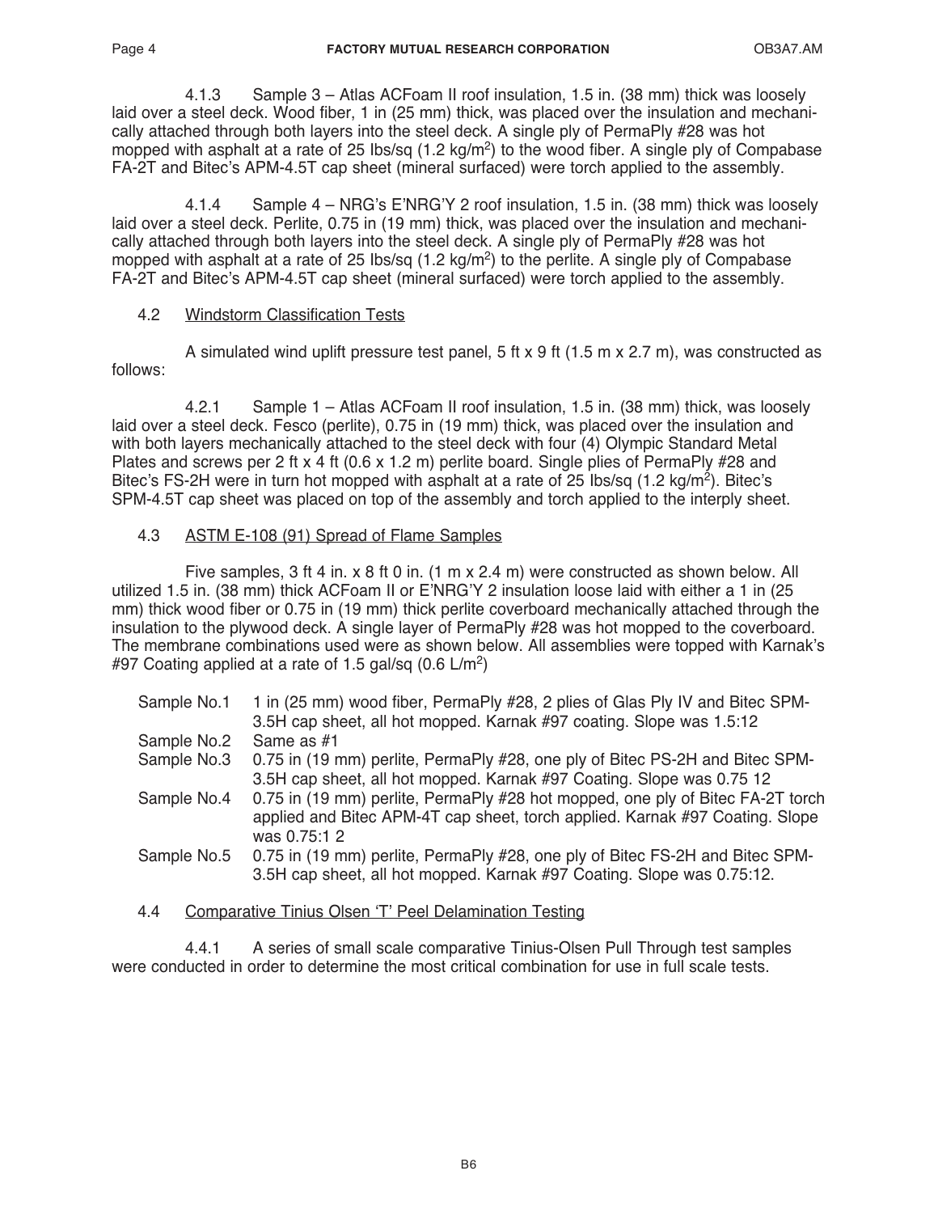4.1.3 Sample 3 – Atlas ACFoam II roof insulation, 1.5 in. (38 mm) thick was loosely laid over a steel deck. Wood fiber, 1 in (25 mm) thick, was placed over the insulation and mechanically attached through both layers into the steel deck. A single ply of PermaPly #28 was hot mopped with asphalt at a rate of 25 lbs/sq (1.2 kg/m$^2$) to the wood fiber. A single ply of Compabase FA-2T and Bitec's APM-4.5T cap sheet (mineral surfaced) were torch applied to the assembly.

4.1.4 Sample 4 – NRG's E'NRG'Y 2 roof insulation, 1.5 in. (38 mm) thick was loosely laid over a steel deck. Perlite, 0.75 in (19 mm) thick, was placed over the insulation and mechanically attached through both layers into the steel deck. A single ply of PermaPly #28 was hot mopped with asphalt at a rate of 25 lbs/sq (1.2 kg/m$^2$) to the perlite. A single ply of Compabase FA-2T and Bitec's APM-4.5T cap sheet (mineral surfaced) were torch applied to the assembly.

## 4.2 Windstorm Classification Tests

A simulated wind uplift pressure test panel, 5 ft x 9 ft (1.5 m x 2.7 m), was constructed as follows:

4.2.1 Sample 1 – Atlas ACFoam II roof insulation, 1.5 in. (38 mm) thick, was loosely laid over a steel deck. Fesco (perlite), 0.75 in (19 mm) thick, was placed over the insulation and with both layers mechanically attached to the steel deck with four (4) Olympic Standard Metal Plates and screws per 2 ft x 4 ft (0.6 x 1.2 m) perlite board. Single plies of PermaPly #28 and Bitec's FS-2H were in turn hot mopped with asphalt at a rate of 25 lbs/sq (1.2 kg/m$^2$). Bitec's SPM-4.5T cap sheet was placed on top of the assembly and torch applied to the interply sheet.

## 4.3 ASTM E-108 (91) Spread of Flame Samples

Five samples, 3 ft 4 in. x 8 ft 0 in. (1 m x 2.4 m) were constructed as shown below. All utilized 1.5 in. (38 mm) thick ACFoam II or E'NRG'Y 2 insulation loose laid with either a 1 in (25 mm) thick wood fiber or 0.75 in (19 mm) thick perlite coverboard mechanically attached through the insulation to the plywood deck. A single layer of PermaPly #28 was hot mopped to the coverboard. The membrane combinations used were as shown below. All assemblies were topped with Karnak's #97 Coating applied at a rate of 1.5 gal/sq (0.6 L/m$^2$)

| | |
|---|---|
| Sample No.1 | 1 in (25 mm) wood fiber, PermaPly #28, 2 plies of Glas Ply IV and Bitec SPM-3.5H cap sheet, all hot mopped. Karnak #97 coating. Slope was 1.5:12 |
| Sample No.2 | Same as #1 |
| Sample No.3 | 0.75 in (19 mm) perlite, PermaPly #28, one ply of Bitec PS-2H and Bitec SPM-3.5H cap sheet, all hot mopped. Karnak #97 Coating. Slope was 0.75 12 |
| Sample No.4 | 0.75 in (19 mm) perlite, PermaPly #28 hot mopped, one ply of Bitec FA-2T torch applied and Bitec APM-4T cap sheet, torch applied. Karnak #97 Coating. Slope was 0.75:1 2 |
| Sample No.5 | 0.75 in (19 mm) perlite, PermaPly #28, one ply of Bitec FS-2H and Bitec SPM-3.5H cap sheet, all hot mopped. Karnak #97 Coating. Slope was 0.75:12. |

## 4.4 Comparative Tinius Olsen 'T' Peel Delamination Testing

4.4.1 A series of small scale comparative Tinius-Olsen Pull Through test samples were conducted in order to determine the most critical combination for use in full scale tests.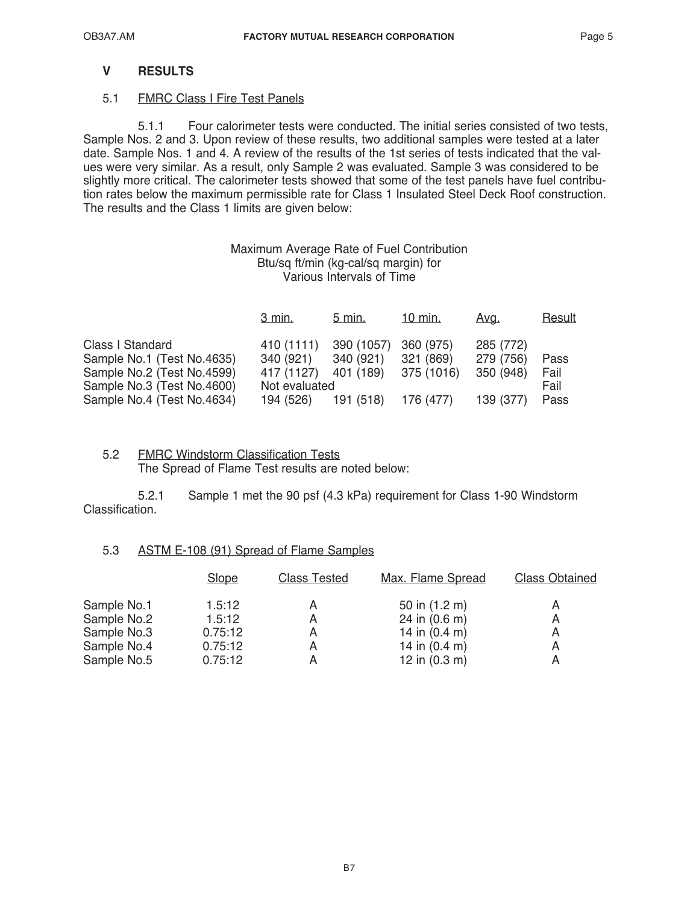## V RESULTS

### 5.1 FMRC Class I Fire Test Panels

5.1.1 Four calorimeter tests were conducted. The initial series consisted of two tests, Sample Nos. 2 and 3. Upon review of these results, two additional samples were tested at a later date. Sample Nos. 1 and 4. A review of the results of the 1st series of tests indicated that the values were very similar. As a result, only Sample 2 was evaluated. Sample 3 was considered to be slightly more critical. The calorimeter tests showed that some of the test panels have fuel contribution rates below the maximum permissible rate for Class 1 Insulated Steel Deck Roof construction. The results and the Class 1 limits are given below:

Maximum Average Rate of Fuel Contribution
Btu/sq ft/min (kg-cal/sq margin) for
Various Intervals of Time

| | 3 min. | 5 min. | 10 min. | Avg. | Result |
|---|---|---|---|---|---|
| Class I Standard | 410 (1111) | 390 (1057) | 360 (975) | 285 (772) | |
| Sample No.1 (Test No.4635) | 340 (921) | 340 (921) | 321 (869) | 279 (756) | Pass |
| Sample No.2 (Test No.4599) | 417 (1127) | 401 (189) | 375 (1016) | 350 (948) | Fail |
| Sample No.3 (Test No.4600) | Not evaluated | | | | Fail |
| Sample No.4 (Test No.4634) | 194 (526) | 191 (518) | 176 (477) | 139 (377) | Pass |

### 5.2 FMRC Windstorm Classification Tests

The Spread of Flame Test results are noted below:

5.2.1 Sample 1 met the 90 psf (4.3 kPa) requirement for Class 1-90 Windstorm Classification.

### 5.3 ASTM E-108 (91) Spread of Flame Samples

| | Slope | Class Tested | Max. Flame Spread | Class Obtained |
|---|---|---|---|---|
| Sample No.1 | 1.5:12 | A | 50 in (1.2 m) | A |
| Sample No.2 | 1.5:12 | A | 24 in (0.6 m) | A |
| Sample No.3 | 0.75:12 | A | 14 in (0.4 m) | A |
| Sample No.4 | 0.75:12 | A | 14 in (0.4 m) | A |
| Sample No.5 | 0.75:12 | A | 12 in (0.3 m) | A |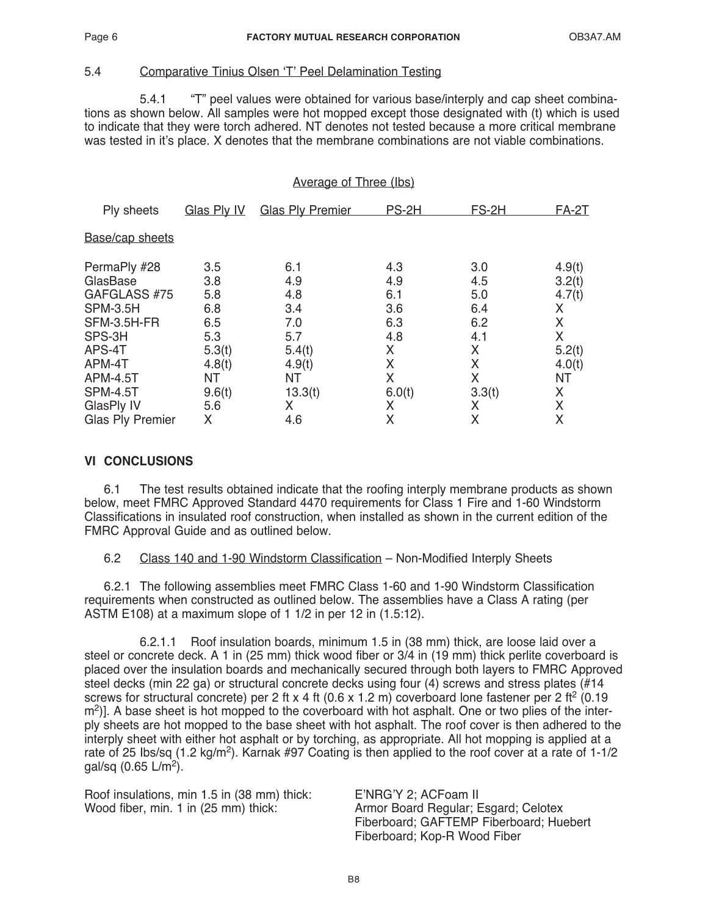5.4 Comparative Tinius Olsen 'T' Peel Delamination Testing

5.4.1 "T" peel values were obtained for various base/interply and cap sheet combinations as shown below. All samples were hot mopped except those designated with (t) which is used to indicate that they were torch adhered. NT denotes not tested because a more critical membrane was tested in it's place. X denotes that the membrane combinations are not viable combinations.

Average of Three (lbs)

| Ply sheets | Glas Ply IV | Glas Ply Premier | PS-2H | FS-2H | FA-2T |
|---|---|---|---|---|---|
| Base/cap sheets | | | | | |
| PermaPly #28 | 3.5 | 6.1 | 4.3 | 3.0 | 4.9(t) |
| GlasBase | 3.8 | 4.9 | 4.9 | 4.5 | 3.2(t) |
| GAFGLASS #75 | 5.8 | 4.8 | 6.1 | 5.0 | 4.7(t) |
| SPM-3.5H | 6.8 | 3.4 | 3.6 | 6.4 | X |
| SFM-3.5H-FR | 6.5 | 7.0 | 6.3 | 6.2 | X |
| SPS-3H | 5.3 | 5.7 | 4.8 | 4.1 | X |
| APS-4T | 5.3(t) | 5.4(t) | X | X | 5.2(t) |
| APM-4T | 4.8(t) | 4.9(t) | X | X | 4.0(t) |
| APM-4.5T | NT | NT | X | X | NT |
| SPM-4.5T | 9.6(t) | 13.3(t) | 6.0(t) | 3.3(t) | X |
| GlasPly IV | 5.6 | X | X | X | X |
| Glas Ply Premier | X | 4.6 | X | X | X |

## VI CONCLUSIONS

6.1 The test results obtained indicate that the roofing interply membrane products as shown below, meet FMRC Approved Standard 4470 requirements for Class 1 Fire and 1-60 Windstorm Classifications in insulated roof construction, when installed as shown in the current edition of the FMRC Approval Guide and as outlined below.

6.2 Class 140 and 1-90 Windstorm Classification – Non-Modified Interply Sheets

6.2.1 The following assemblies meet FMRC Class 1-60 and 1-90 Windstorm Classification requirements when constructed as outlined below. The assemblies have a Class A rating (per ASTM E108) at a maximum slope of 1 1/2 in per 12 in (1.5:12).

6.2.1.1 Roof insulation boards, minimum 1.5 in (38 mm) thick, are loose laid over a steel or concrete deck. A 1 in (25 mm) thick wood fiber or 3/4 in (19 mm) thick perlite coverboard is placed over the insulation boards and mechanically secured through both layers to FMRC Approved steel decks (min 22 ga) or structural concrete decks using four (4) screws and stress plates (#14 screws for structural concrete) per 2 ft x 4 ft (0.6 x 1.2 m) coverboard lone fastener per 2 ft$^2$ (0.19 m$^2$)]. A base sheet is hot mopped to the coverboard with hot asphalt. One or two plies of the interply sheets are hot mopped to the base sheet with hot asphalt. The roof cover is then adhered to the interply sheet with either hot asphalt or by torching, as appropriate. All hot mopping is applied at a rate of 25 lbs/sq (1.2 kg/m$^2$). Karnak #97 Coating is then applied to the roof cover at a rate of 1-1/2 gal/sq (0.65 L/m$^2$).

Roof insulations, min 1.5 in (38 mm) thick: E'NRG'Y 2; ACFoam II

Wood fiber, min. 1 in (25 mm) thick: Armor Board Regular; Esgard; Celotex Fiberboard; GAFTEMP Fiberboard; Huebert Fiberboard; Kop-R Wood Fiber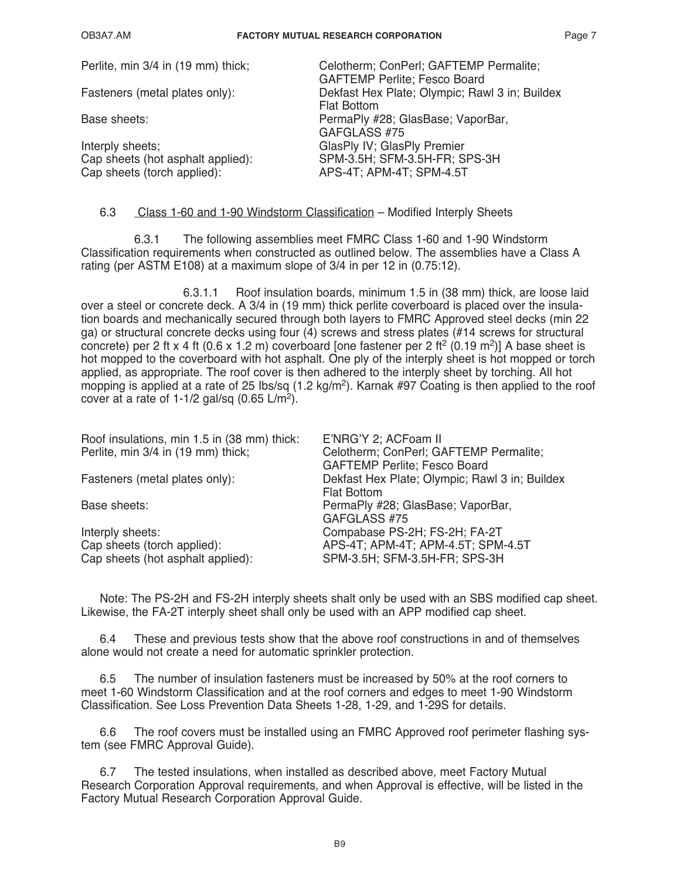| | |
|---|---|
| Perlite, min 3/4 in (19 mm) thick; | Celotherm; ConPerl; GAFTEMP Permalite; GAFTEMP Perlite; Fesco Board |
| Fasteners (metal plates only): | Dekfast Hex Plate; Olympic; Rawl 3 in; Buildex Flat Bottom |
| Base sheets: | PermaPly #28; GlasBase; VaporBar, GAFGLASS #75 |
| Interply sheets; | GlasPly IV; GlasPly Premier |
| Cap sheets (hot asphalt applied): | SPM-3.5H; SFM-3.5H-FR; SPS-3H |
| Cap sheets (torch applied): | APS-4T; APM-4T; SPM-4.5T |

6.3 Class 1-60 and 1-90 Windstorm Classification – Modified Interply Sheets

6.3.1 The following assemblies meet FMRC Class 1-60 and 1-90 Windstorm Classification requirements when constructed as outlined below. The assemblies have a Class A rating (per ASTM E108) at a maximum slope of 3/4 in per 12 in (0.75:12).

6.3.1.1 Roof insulation boards, minimum 1.5 in (38 mm) thick, are loose laid over a steel or concrete deck. A 3/4 in (19 mm) thick perlite coverboard is placed over the insulation boards and mechanically secured through both layers to FMRC Approved steel decks (min 22 ga) or structural concrete decks using four (4) screws and stress plates (#14 screws for structural concrete) per 2 ft x 4 ft (0.6 x 1.2 m) coverboard [one fastener per 2 ft$^2$ (0.19 m$^2$)] A base sheet is hot mopped to the coverboard with hot asphalt. One ply of the interply sheet is hot mopped or torch applied, as appropriate. The roof cover is then adhered to the interply sheet by torching. All hot mopping is applied at a rate of 25 lbs/sq (1.2 kg/m$^2$). Karnak #97 Coating is then applied to the roof cover at a rate of 1-1/2 gal/sq (0.65 L/m$^2$).

| | |
|---|---|
| Roof insulations, min 1.5 in (38 mm) thick: | E'NRG'Y 2; ACFoam II |
| Perlite, min 3/4 in (19 mm) thick; | Celotherm; ConPerl; GAFTEMP Permalite; GAFTEMP Perlite; Fesco Board |
| Fasteners (metal plates only): | Dekfast Hex Plate; Olympic; Rawl 3 in; Buildex Flat Bottom |
| Base sheets: | PermaPly #28; GlasBase; VaporBar, GAFGLASS #75 |
| Interply sheets: | Compabase PS-2H; FS-2H; FA-2T |
| Cap sheets (torch applied): | APS-4T; APM-4T; APM-4.5T; SPM-4.5T |
| Cap sheets (hot asphalt applied): | SPM-3.5H; SFM-3.5H-FR; SPS-3H |

Note: The PS-2H and FS-2H interply sheets shalt only be used with an SBS modified cap sheet. Likewise, the FA-2T interply sheet shall only be used with an APP modified cap sheet.

6.4 These and previous tests show that the above roof constructions in and of themselves alone would not create a need for automatic sprinkler protection.

6.5 The number of insulation fasteners must be increased by 50% at the roof corners to meet 1-60 Windstorm Classification and at the roof corners and edges to meet 1-90 Windstorm Classification. See Loss Prevention Data Sheets 1-28, 1-29, and 1-29S for details.

6.6 The roof covers must be installed using an FMRC Approved roof perimeter flashing system (see FMRC Approval Guide).

6.7 The tested insulations, when installed as described above, meet Factory Mutual Research Corporation Approval requirements, and when Approval is effective, will be listed in the Factory Mutual Research Corporation Approval Guide.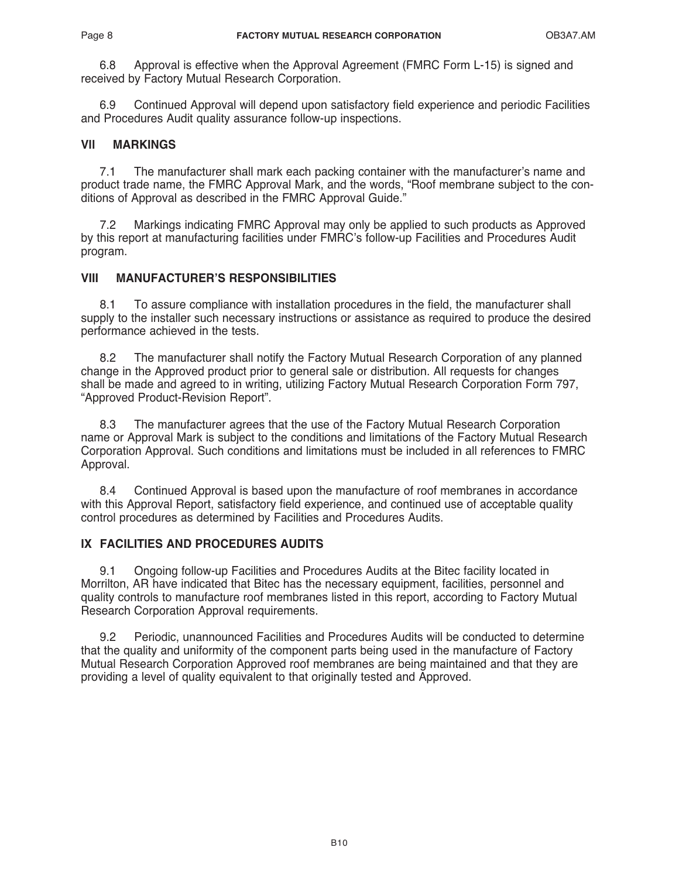6.8 Approval is effective when the Approval Agreement (FMRC Form L-15) is signed and received by Factory Mutual Research Corporation.

6.9 Continued Approval will depend upon satisfactory field experience and periodic Facilities and Procedures Audit quality assurance follow-up inspections.

## VII MARKINGS

7.1 The manufacturer shall mark each packing container with the manufacturer's name and product trade name, the FMRC Approval Mark, and the words, "Roof membrane subject to the conditions of Approval as described in the FMRC Approval Guide."

7.2 Markings indicating FMRC Approval may only be applied to such products as Approved by this report at manufacturing facilities under FMRC's follow-up Facilities and Procedures Audit program.

## VIII MANUFACTURER'S RESPONSIBILITIES

8.1 To assure compliance with installation procedures in the field, the manufacturer shall supply to the installer such necessary instructions or assistance as required to produce the desired performance achieved in the tests.

8.2 The manufacturer shall notify the Factory Mutual Research Corporation of any planned change in the Approved product prior to general sale or distribution. All requests for changes shall be made and agreed to in writing, utilizing Factory Mutual Research Corporation Form 797, "Approved Product-Revision Report".

8.3 The manufacturer agrees that the use of the Factory Mutual Research Corporation name or Approval Mark is subject to the conditions and limitations of the Factory Mutual Research Corporation Approval. Such conditions and limitations must be included in all references to FMRC Approval.

8.4 Continued Approval is based upon the manufacture of roof membranes in accordance with this Approval Report, satisfactory field experience, and continued use of acceptable quality control procedures as determined by Facilities and Procedures Audits.

## IX FACILITIES AND PROCEDURES AUDITS

9.1 Ongoing follow-up Facilities and Procedures Audits at the Bitec facility located in Morrilton, AR have indicated that Bitec has the necessary equipment, facilities, personnel and quality controls to manufacture roof membranes listed in this report, according to Factory Mutual Research Corporation Approval requirements.

9.2 Periodic, unannounced Facilities and Procedures Audits will be conducted to determine that the quality and uniformity of the component parts being used in the manufacture of Factory Mutual Research Corporation Approved roof membranes are being maintained and that they are providing a level of quality equivalent to that originally tested and Approved.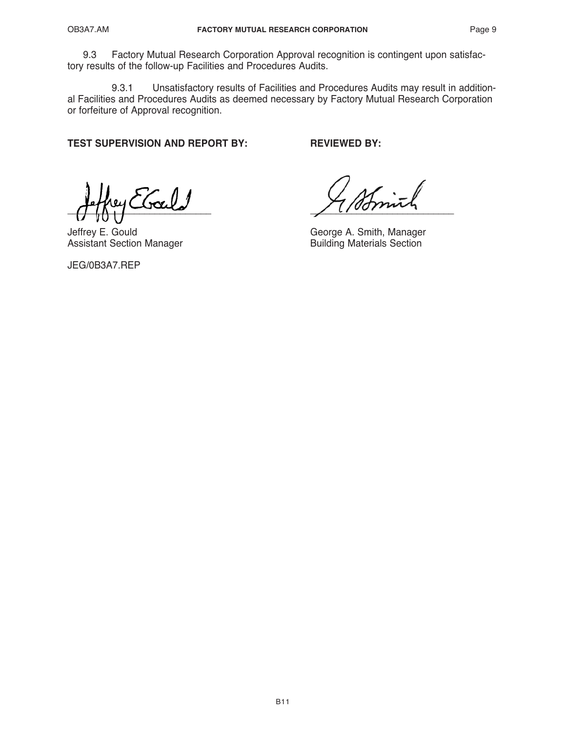9.3 Factory Mutual Research Corporation Approval recognition is contingent upon satisfactory results of the follow-up Facilities and Procedures Audits.

9.3.1 Unsatisfactory results of Facilities and Procedures Audits may result in additional Facilities and Procedures Audits as deemed necessary by Factory Mutual Research Corporation or forfeiture of Approval recognition.

**TEST SUPERVISION AND REPORT BY:**

Jeffrey E. Gould
Assistant Section Manager

**REVIEWED BY:**

George A. Smith, Manager
Building Materials Section

JEG/0B3A7.REP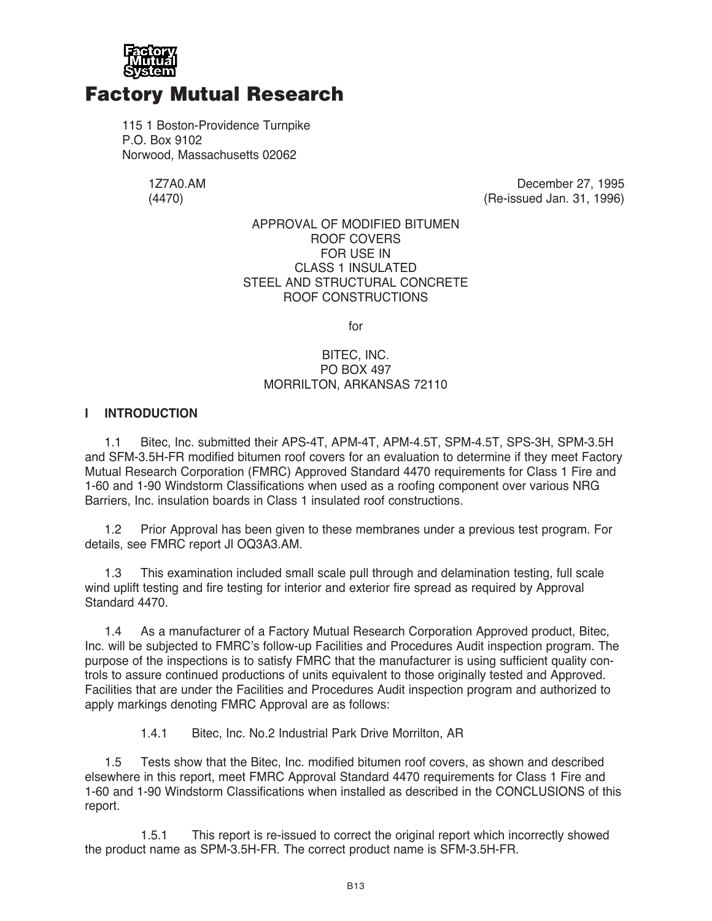Factory Mutual System

# Factory Mutual Research

115 1 Boston-Providence Turnpike
P.O. Box 9102
Norwood, Massachusetts 02062

1Z7A0.AM
(4470)

December 27, 1995
(Re-issued Jan. 31, 1996)

APPROVAL OF MODIFIED BITUMEN
ROOF COVERS
FOR USE IN
CLASS 1 INSULATED
STEEL AND STRUCTURAL CONCRETE
ROOF CONSTRUCTIONS

for

BITEC, INC.
PO BOX 497
MORRILTON, ARKANSAS 72110

## I INTRODUCTION

1.1 Bitec, Inc. submitted their APS-4T, APM-4T, APM-4.5T, SPM-4.5T, SPS-3H, SPM-3.5H and SFM-3.5H-FR modified bitumen roof covers for an evaluation to determine if they meet Factory Mutual Research Corporation (FMRC) Approved Standard 4470 requirements for Class 1 Fire and 1-60 and 1-90 Windstorm Classifications when used as a roofing component over various NRG Barriers, Inc. insulation boards in Class 1 insulated roof constructions.

1.2 Prior Approval has been given to these membranes under a previous test program. For details, see FMRC report Jl OQ3A3.AM.

1.3 This examination included small scale pull through and delamination testing, full scale wind uplift testing and fire testing for interior and exterior fire spread as required by Approval Standard 4470.

1.4 As a manufacturer of a Factory Mutual Research Corporation Approved product, Bitec, Inc. will be subjected to FMRC's follow-up Facilities and Procedures Audit inspection program. The purpose of the inspections is to satisfy FMRC that the manufacturer is using sufficient quality controls to assure continued productions of units equivalent to those originally tested and Approved. Facilities that are under the Facilities and Procedures Audit inspection program and authorized to apply markings denoting FMRC Approval are as follows:

1.4.1 Bitec, Inc. No.2 Industrial Park Drive Morrilton, AR

1.5 Tests show that the Bitec, Inc. modified bitumen roof covers, as shown and described elsewhere in this report, meet FMRC Approval Standard 4470 requirements for Class 1 Fire and 1-60 and 1-90 Windstorm Classifications when installed as described in the CONCLUSIONS of this report.

1.5.1 This report is re-issued to correct the original report which incorrectly showed the product name as SPM-3.5H-FR. The correct product name is SFM-3.5H-FR.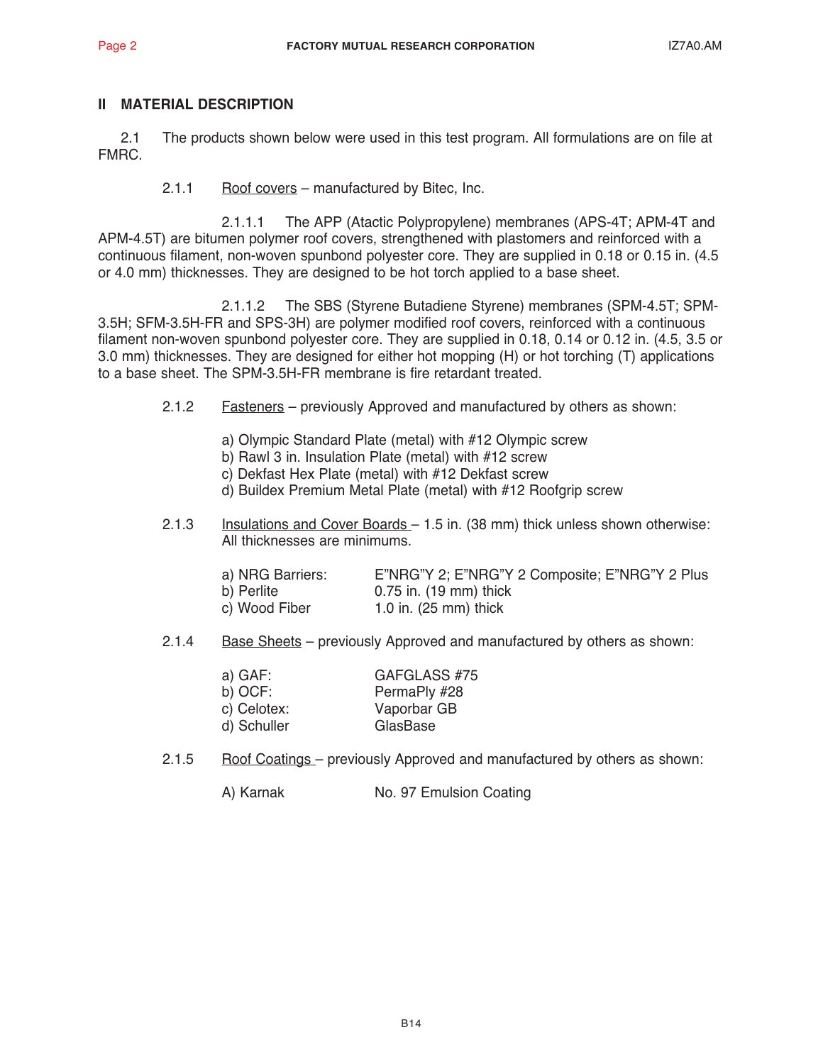## II MATERIAL DESCRIPTION

2.1 The products shown below were used in this test program. All formulations are on file at FMRC.

2.1.1 Roof covers – manufactured by Bitec, Inc.

2.1.1.1 The APP (Atactic Polypropylene) membranes (APS-4T; APM-4T and APM-4.5T) are bitumen polymer roof covers, strengthened with plastomers and reinforced with a continuous filament, non-woven spunbond polyester core. They are supplied in 0.18 or 0.15 in. (4.5 or 4.0 mm) thicknesses. They are designed to be hot torch applied to a base sheet.

2.1.1.2 The SBS (Styrene Butadiene Styrene) membranes (SPM-4.5T; SPM-3.5H; SFM-3.5H-FR and SPS-3H) are polymer modified roof covers, reinforced with a continuous filament non-woven spunbond polyester core. They are supplied in 0.18, 0.14 or 0.12 in. (4.5, 3.5 or 3.0 mm) thicknesses. They are designed for either hot mopping (H) or hot torching (T) applications to a base sheet. The SPM-3.5H-FR membrane is fire retardant treated.

2.1.2 Fasteners – previously Approved and manufactured by others as shown:

a) Olympic Standard Plate (metal) with #12 Olympic screw
b) Rawl 3 in. Insulation Plate (metal) with #12 screw
c) Dekfast Hex Plate (metal) with #12 Dekfast screw
d) Buildex Premium Metal Plate (metal) with #12 Roofgrip screw

2.1.3 Insulations and Cover Boards – 1.5 in. (38 mm) thick unless shown otherwise: All thicknesses are minimums.

| | |
|---|---|
| a) NRG Barriers: | E"NRG"Y 2; E"NRG"Y 2 Composite; E"NRG"Y 2 Plus |
| b) Perlite | 0.75 in. (19 mm) thick |
| c) Wood Fiber | 1.0 in. (25 mm) thick |

2.1.4 Base Sheets – previously Approved and manufactured by others as shown:

| | |
|---|---|
| a) GAF: | GAFGLASS #75 |
| b) OCF: | PermaPly #28 |
| c) Celotex: | Vaporbar GB |
| d) Schuller | GlasBase |

2.1.5 Roof Coatings – previously Approved and manufactured by others as shown:

| | |
|---|---|
| A) Karnak | No. 97 Emulsion Coating |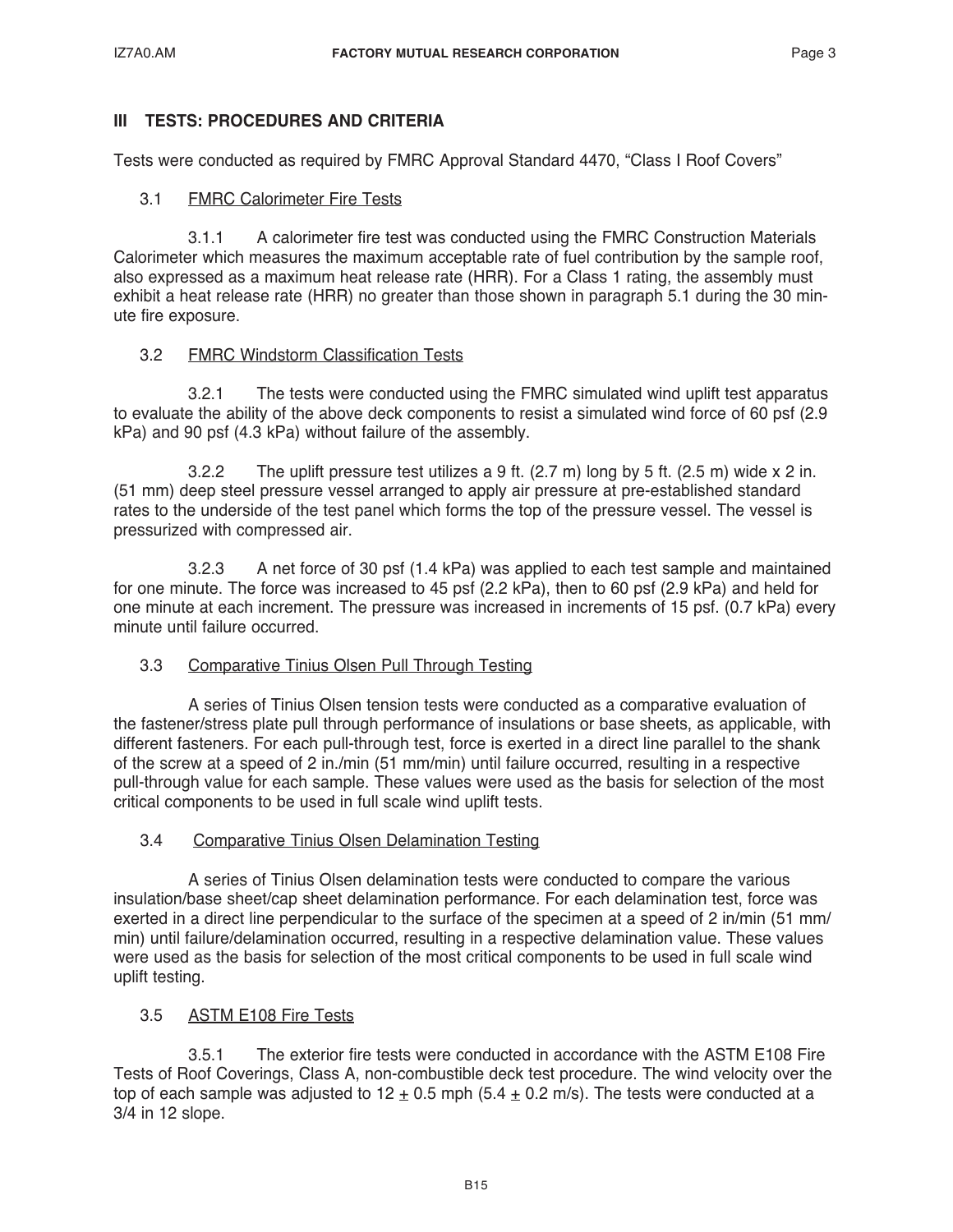## III TESTS: PROCEDURES AND CRITERIA

Tests were conducted as required by FMRC Approval Standard 4470, “Class I Roof Covers”

### 3.1 FMRC Calorimeter Fire Tests

3.1.1 A calorimeter fire test was conducted using the FMRC Construction Materials Calorimeter which measures the maximum acceptable rate of fuel contribution by the sample roof, also expressed as a maximum heat release rate (HRR). For a Class 1 rating, the assembly must exhibit a heat release rate (HRR) no greater than those shown in paragraph 5.1 during the 30 minute fire exposure.

### 3.2 FMRC Windstorm Classification Tests

3.2.1 The tests were conducted using the FMRC simulated wind uplift test apparatus to evaluate the ability of the above deck components to resist a simulated wind force of 60 psf (2.9 kPa) and 90 psf (4.3 kPa) without failure of the assembly.

3.2.2 The uplift pressure test utilizes a 9 ft. (2.7 m) long by 5 ft. (2.5 m) wide x 2 in. (51 mm) deep steel pressure vessel arranged to apply air pressure at pre-established standard rates to the underside of the test panel which forms the top of the pressure vessel. The vessel is pressurized with compressed air.

3.2.3 A net force of 30 psf (1.4 kPa) was applied to each test sample and maintained for one minute. The force was increased to 45 psf (2.2 kPa), then to 60 psf (2.9 kPa) and held for one minute at each increment. The pressure was increased in increments of 15 psf. (0.7 kPa) every minute until failure occurred.

### 3.3 Comparative Tinius Olsen Pull Through Testing

A series of Tinius Olsen tension tests were conducted as a comparative evaluation of the fastener/stress plate pull through performance of insulations or base sheets, as applicable, with different fasteners. For each pull-through test, force is exerted in a direct line parallel to the shank of the screw at a speed of 2 in./min (51 mm/min) until failure occurred, resulting in a respective pull-through value for each sample. These values were used as the basis for selection of the most critical components to be used in full scale wind uplift tests.

### 3.4 Comparative Tinius Olsen Delamination Testing

A series of Tinius Olsen delamination tests were conducted to compare the various insulation/base sheet/cap sheet delamination performance. For each delamination test, force was exerted in a direct line perpendicular to the surface of the specimen at a speed of 2 in/min (51 mm/min) until failure/delamination occurred, resulting in a respective delamination value. These values were used as the basis for selection of the most critical components to be used in full scale wind uplift testing.

### 3.5 ASTM E108 Fire Tests

3.5.1 The exterior fire tests were conducted in accordance with the ASTM E108 Fire Tests of Roof Coverings, Class A, non-combustible deck test procedure. The wind velocity over the top of each sample was adjusted to 12 ± 0.5 mph (5.4 ± 0.2 m/s). The tests were conducted at a 3/4 in 12 slope.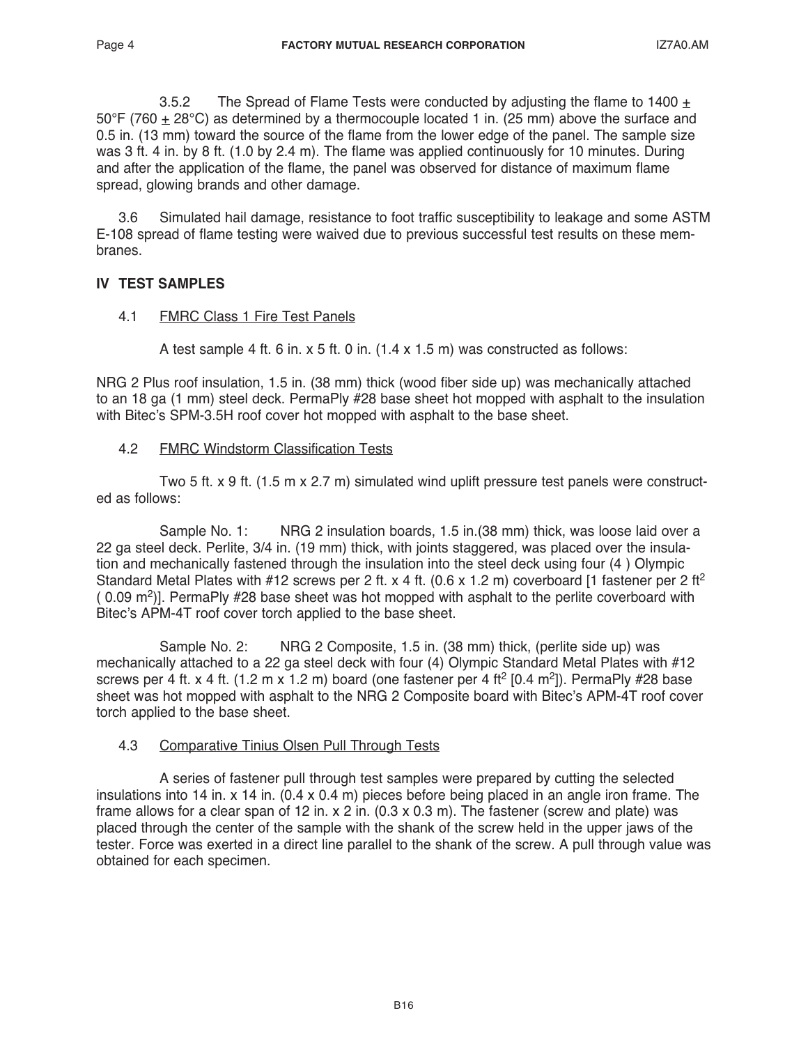3.5.2 The Spread of Flame Tests were conducted by adjusting the flame to 1400 ± 50°F (760 ± 28°C) as determined by a thermocouple located 1 in. (25 mm) above the surface and 0.5 in. (13 mm) toward the source of the flame from the lower edge of the panel. The sample size was 3 ft. 4 in. by 8 ft. (1.0 by 2.4 m). The flame was applied continuously for 10 minutes. During and after the application of the flame, the panel was observed for distance of maximum flame spread, glowing brands and other damage.

3.6 Simulated hail damage, resistance to foot traffic susceptibility to leakage and some ASTM E-108 spread of flame testing were waived due to previous successful test results on these membranes.

## IV TEST SAMPLES

### 4.1 FMRC Class 1 Fire Test Panels

A test sample 4 ft. 6 in. x 5 ft. 0 in. (1.4 x 1.5 m) was constructed as follows:

NRG 2 Plus roof insulation, 1.5 in. (38 mm) thick (wood fiber side up) was mechanically attached to an 18 ga (1 mm) steel deck. PermaPly #28 base sheet hot mopped with asphalt to the insulation with Bitec's SPM-3.5H roof cover hot mopped with asphalt to the base sheet.

### 4.2 FMRC Windstorm Classification Tests

Two 5 ft. x 9 ft. (1.5 m x 2.7 m) simulated wind uplift pressure test panels were constructed as follows:

Sample No. 1: NRG 2 insulation boards, 1.5 in.(38 mm) thick, was loose laid over a 22 ga steel deck. Perlite, 3/4 in. (19 mm) thick, with joints staggered, was placed over the insulation and mechanically fastened through the insulation into the steel deck using four (4 ) Olympic Standard Metal Plates with #12 screws per 2 ft. x 4 ft. (0.6 x 1.2 m) coverboard [1 fastener per 2 ft$^2$ ( 0.09 m$^2$)]. PermaPly #28 base sheet was hot mopped with asphalt to the perlite coverboard with Bitec's APM-4T roof cover torch applied to the base sheet.

Sample No. 2: NRG 2 Composite, 1.5 in. (38 mm) thick, (perlite side up) was mechanically attached to a 22 ga steel deck with four (4) Olympic Standard Metal Plates with #12 screws per 4 ft. x 4 ft. (1.2 m x 1.2 m) board (one fastener per 4 ft$^2$ [0.4 m$^2$]). PermaPly #28 base sheet was hot mopped with asphalt to the NRG 2 Composite board with Bitec's APM-4T roof cover torch applied to the base sheet.

### 4.3 Comparative Tinius Olsen Pull Through Tests

A series of fastener pull through test samples were prepared by cutting the selected insulations into 14 in. x 14 in. (0.4 x 0.4 m) pieces before being placed in an angle iron frame. The frame allows for a clear span of 12 in. x 2 in. (0.3 x 0.3 m). The fastener (screw and plate) was placed through the center of the sample with the shank of the screw held in the upper jaws of the tester. Force was exerted in a direct line parallel to the shank of the screw. A pull through value was obtained for each specimen.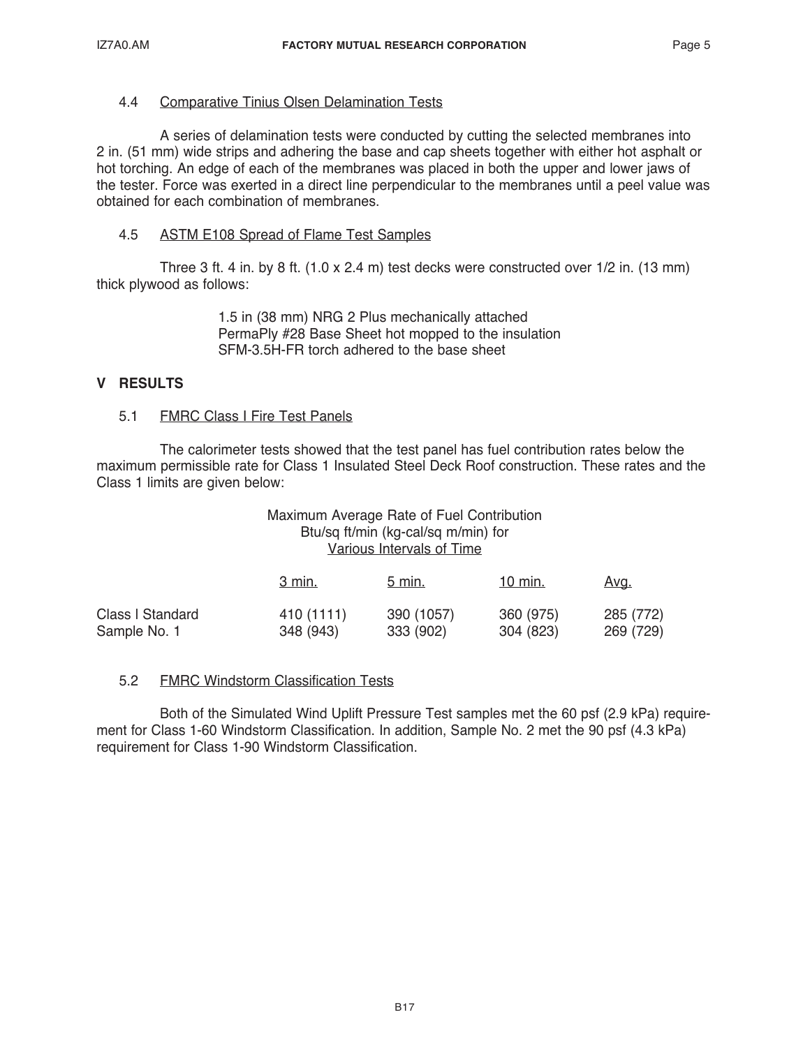### 4.4 Comparative Tinius Olsen Delamination Tests

A series of delamination tests were conducted by cutting the selected membranes into 2 in. (51 mm) wide strips and adhering the base and cap sheets together with either hot asphalt or hot torching. An edge of each of the membranes was placed in both the upper and lower jaws of the tester. Force was exerted in a direct line perpendicular to the membranes until a peel value was obtained for each combination of membranes.

### 4.5 ASTM E108 Spread of Flame Test Samples

Three 3 ft. 4 in. by 8 ft. (1.0 x 2.4 m) test decks were constructed over 1/2 in. (13 mm) thick plywood as follows:

1.5 in (38 mm) NRG 2 Plus mechanically attached
PermaPly #28 Base Sheet hot mopped to the insulation
SFM-3.5H-FR torch adhered to the base sheet

## V RESULTS

### 5.1 FMRC Class I Fire Test Panels

The calorimeter tests showed that the test panel has fuel contribution rates below the maximum permissible rate for Class 1 Insulated Steel Deck Roof construction. These rates and the Class 1 limits are given below:

Maximum Average Rate of Fuel Contribution
Btu/sq ft/min (kg-cal/sq m/min) for
Various Intervals of Time

| | 3 min. | 5 min. | 10 min. | Avg. |
|---|---|---|---|---|
| Class I Standard | 410 (1111) | 390 (1057) | 360 (975) | 285 (772) |
| Sample No. 1 | 348 (943) | 333 (902) | 304 (823) | 269 (729) |

### 5.2 FMRC Windstorm Classification Tests

Both of the Simulated Wind Uplift Pressure Test samples met the 60 psf (2.9 kPa) requirement for Class 1-60 Windstorm Classification. In addition, Sample No. 2 met the 90 psf (4.3 kPa) requirement for Class 1-90 Windstorm Classification.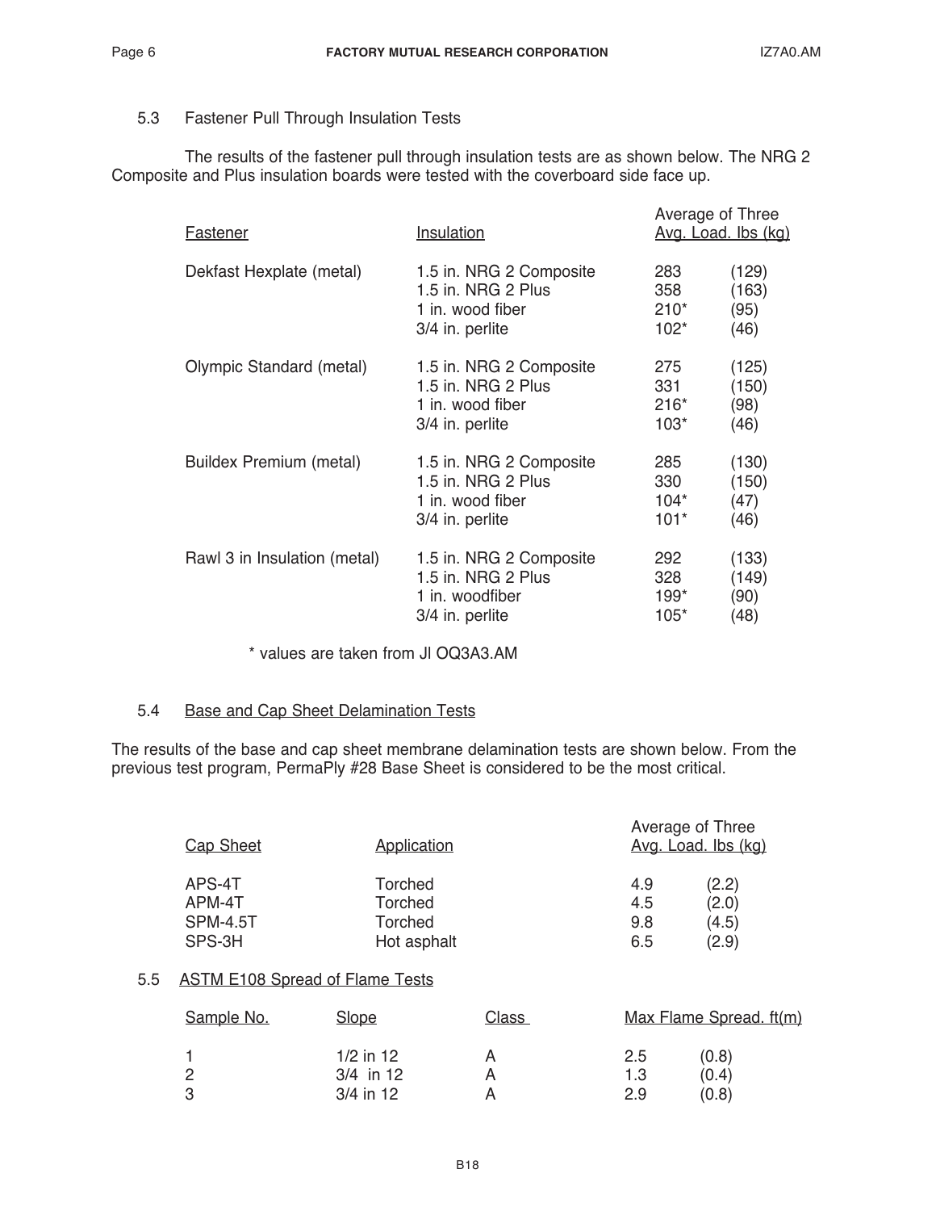### 5.3 Fastener Pull Through Insulation Tests

The results of the fastener pull through insulation tests are as shown below. The NRG 2 Composite and Plus insulation boards were tested with the coverboard side face up.

| Fastener | Insulation | Average of Three Avg. Load. lbs (kg) | |
|---|---|---|---|
| Dekfast Hexplate (metal) | 1.5 in. NRG 2 Composite | 283 | (129) |
| | 1.5 in. NRG 2 Plus | 358 | (163) |
| | 1 in. wood fiber | 210* | (95) |
| | 3/4 in. perlite | 102* | (46) |
| Olympic Standard (metal) | 1.5 in. NRG 2 Composite | 275 | (125) |
| | 1.5 in. NRG 2 Plus | 331 | (150) |
| | 1 in. wood fiber | 216* | (98) |
| | 3/4 in. perlite | 103* | (46) |
| Buildex Premium (metal) | 1.5 in. NRG 2 Composite | 285 | (130) |
| | 1.5 in. NRG 2 Plus | 330 | (150) |
| | 1 in. wood fiber | 104* | (47) |
| | 3/4 in. perlite | 101* | (46) |
| Rawl 3 in Insulation (metal) | 1.5 in. NRG 2 Composite | 292 | (133) |
| | 1.5 in. NRG 2 Plus | 328 | (149) |
| | 1 in. woodfiber | 199* | (90) |
| | 3/4 in. perlite | 105* | (48) |

* values are taken from Jl OQ3A3.AM

### 5.4 Base and Cap Sheet Delamination Tests

The results of the base and cap sheet membrane delamination tests are shown below. From the previous test program, PermaPly #28 Base Sheet is considered to be the most critical.

| Cap Sheet | Application | Average of Three Avg. Load. lbs (kg) | |
|---|---|---|---|
| APS-4T | Torched | 4.9 | (2.2) |
| APM-4T | Torched | 4.5 | (2.0) |
| SPM-4.5T | Torched | 9.8 | (4.5) |
| SPS-3H | Hot asphalt | 6.5 | (2.9) |

### 5.5 ASTM E108 Spread of Flame Tests

| Sample No. | Slope | Class | Max Flame Spread. ft(m) | |
|---|---|---|---|---|
| 1 | 1/2 in 12 | A | 2.5 | (0.8) |
| 2 | 3/4 in 12 | A | 1.3 | (0.4) |
| 3 | 3/4 in 12 | A | 2.9 | (0.8) |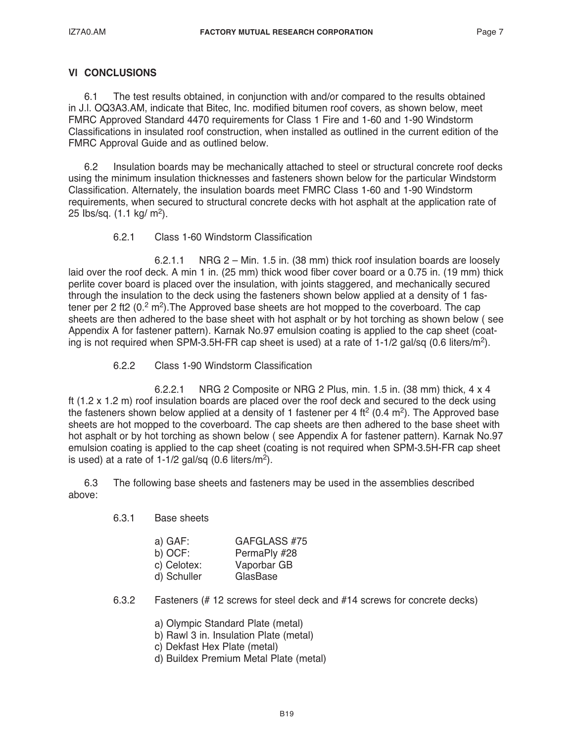## VI CONCLUSIONS

6.1 The test results obtained, in conjunction with and/or compared to the results obtained in J.I. OQ3A3.AM, indicate that Bitec, Inc. modified bitumen roof covers, as shown below, meet FMRC Approved Standard 4470 requirements for Class 1 Fire and 1-60 and 1-90 Windstorm Classifications in insulated roof construction, when installed as outlined in the current edition of the FMRC Approval Guide and as outlined below.

6.2 Insulation boards may be mechanically attached to steel or structural concrete roof decks using the minimum insulation thicknesses and fasteners shown below for the particular Windstorm Classification. Alternately, the insulation boards meet FMRC Class 1-60 and 1-90 Windstorm requirements, when secured to structural concrete decks with hot asphalt at the application rate of 25 lbs/sq. (1.1 kg/ m$^2$).

6.2.1 Class 1-60 Windstorm Classification

6.2.1.1 NRG 2 – Min. 1.5 in. (38 mm) thick roof insulation boards are loosely laid over the roof deck. A min 1 in. (25 mm) thick wood fiber cover board or a 0.75 in. (19 mm) thick perlite cover board is placed over the insulation, with joints staggered, and mechanically secured through the insulation to the deck using the fasteners shown below applied at a density of 1 fastener per 2 ft2 (0.$^2$ m$^2$).The Approved base sheets are hot mopped to the coverboard. The cap sheets are then adhered to the base sheet with hot asphalt or by hot torching as shown below ( see Appendix A for fastener pattern). Karnak No.97 emulsion coating is applied to the cap sheet (coating is not required when SPM-3.5H-FR cap sheet is used) at a rate of 1-1/2 gal/sq (0.6 liters/m$^2$).

6.2.2 Class 1-90 Windstorm Classification

6.2.2.1 NRG 2 Composite or NRG 2 Plus, min. 1.5 in. (38 mm) thick, 4 x 4 ft (1.2 x 1.2 m) roof insulation boards are placed over the roof deck and secured to the deck using the fasteners shown below applied at a density of 1 fastener per 4 ft$^2$ (0.4 m$^2$). The Approved base sheets are hot mopped to the coverboard. The cap sheets are then adhered to the base sheet with hot asphalt or by hot torching as shown below ( see Appendix A for fastener pattern). Karnak No.97 emulsion coating is applied to the cap sheet (coating is not required when SPM-3.5H-FR cap sheet is used) at a rate of 1-1/2 gal/sq (0.6 liters/m$^2$).

6.3 The following base sheets and fasteners may be used in the assemblies described above:

6.3.1 Base sheets

| | |
|---|---|
| a) GAF: | GAFGLASS #75 |
| b) OCF: | PermaPly #28 |
| c) Celotex: | Vaporbar GB |
| d) Schuller | GlasBase |

6.3.2 Fasteners (# 12 screws for steel deck and #14 screws for concrete decks)

a) Olympic Standard Plate (metal)
b) Rawl 3 in. Insulation Plate (metal)
c) Dekfast Hex Plate (metal)
d) Buildex Premium Metal Plate (metal)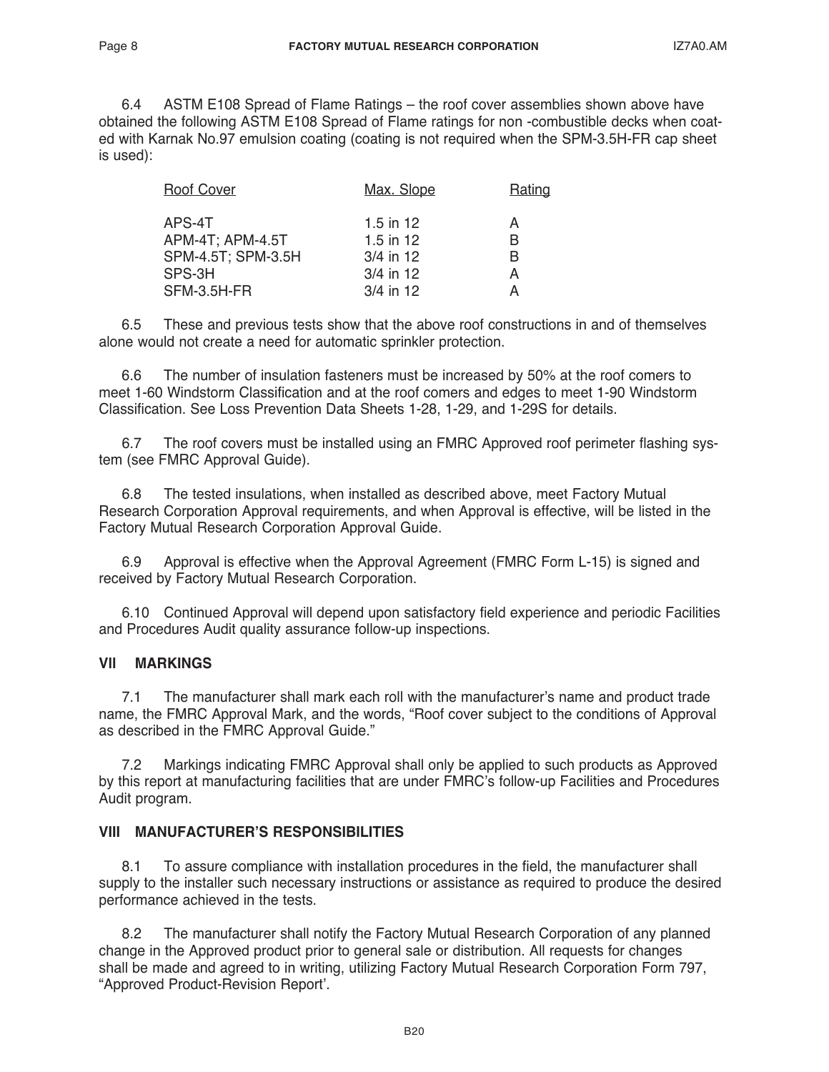6.4 ASTM E108 Spread of Flame Ratings – the roof cover assemblies shown above have obtained the following ASTM E108 Spread of Flame ratings for non -combustible decks when coated with Karnak No.97 emulsion coating (coating is not required when the SPM-3.5H-FR cap sheet is used):

| Roof Cover | Max. Slope | Rating |
|---|---|---|
| APS-4T | 1.5 in 12 | A |
| APM-4T; APM-4.5T | 1.5 in 12 | B |
| SPM-4.5T; SPM-3.5H | 3/4 in 12 | B |
| SPS-3H | 3/4 in 12 | A |
| SFM-3.5H-FR | 3/4 in 12 | A |

6.5 These and previous tests show that the above roof constructions in and of themselves alone would not create a need for automatic sprinkler protection.

6.6 The number of insulation fasteners must be increased by 50% at the roof comers to meet 1-60 Windstorm Classification and at the roof comers and edges to meet 1-90 Windstorm Classification. See Loss Prevention Data Sheets 1-28, 1-29, and 1-29S for details.

6.7 The roof covers must be installed using an FMRC Approved roof perimeter flashing system (see FMRC Approval Guide).

6.8 The tested insulations, when installed as described above, meet Factory Mutual Research Corporation Approval requirements, and when Approval is effective, will be listed in the Factory Mutual Research Corporation Approval Guide.

6.9 Approval is effective when the Approval Agreement (FMRC Form L-15) is signed and received by Factory Mutual Research Corporation.

6.10 Continued Approval will depend upon satisfactory field experience and periodic Facilities and Procedures Audit quality assurance follow-up inspections.

## VII MARKINGS

7.1 The manufacturer shall mark each roll with the manufacturer's name and product trade name, the FMRC Approval Mark, and the words, "Roof cover subject to the conditions of Approval as described in the FMRC Approval Guide."

7.2 Markings indicating FMRC Approval shall only be applied to such products as Approved by this report at manufacturing facilities that are under FMRC's follow-up Facilities and Procedures Audit program.

## VIII MANUFACTURER'S RESPONSIBILITIES

8.1 To assure compliance with installation procedures in the field, the manufacturer shall supply to the installer such necessary instructions or assistance as required to produce the desired performance achieved in the tests.

8.2 The manufacturer shall notify the Factory Mutual Research Corporation of any planned change in the Approved product prior to general sale or distribution. All requests for changes shall be made and agreed to in writing, utilizing Factory Mutual Research Corporation Form 797, "Approved Product-Revision Report'.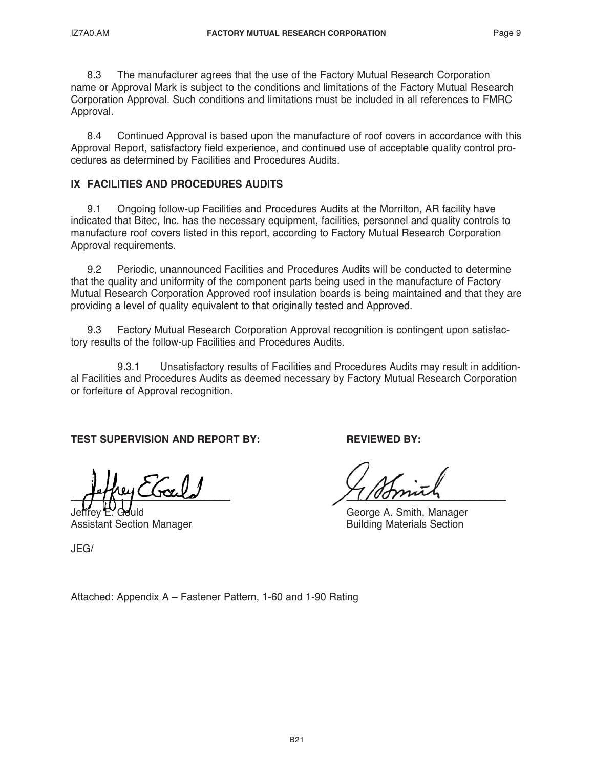8.3 The manufacturer agrees that the use of the Factory Mutual Research Corporation name or Approval Mark is subject to the conditions and limitations of the Factory Mutual Research Corporation Approval. Such conditions and limitations must be included in all references to FMRC Approval.

8.4 Continued Approval is based upon the manufacture of roof covers in accordance with this Approval Report, satisfactory field experience, and continued use of acceptable quality control procedures as determined by Facilities and Procedures Audits.

## IX FACILITIES AND PROCEDURES AUDITS

9.1 Ongoing follow-up Facilities and Procedures Audits at the Morrilton, AR facility have indicated that Bitec, Inc. has the necessary equipment, facilities, personnel and quality controls to manufacture roof covers listed in this report, according to Factory Mutual Research Corporation Approval requirements.

9.2 Periodic, unannounced Facilities and Procedures Audits will be conducted to determine that the quality and uniformity of the component parts being used in the manufacture of Factory Mutual Research Corporation Approved roof insulation boards is being maintained and that they are providing a level of quality equivalent to that originally tested and Approved.

9.3 Factory Mutual Research Corporation Approval recognition is contingent upon satisfactory results of the follow-up Facilities and Procedures Audits.

9.3.1 Unsatisfactory results of Facilities and Procedures Audits may result in additional Facilities and Procedures Audits as deemed necessary by Factory Mutual Research Corporation or forfeiture of Approval recognition.

**TEST SUPERVISION AND REPORT BY:**

Jeffrey E. Gould
Assistant Section Manager

**REVIEWED BY:**

George A. Smith, Manager
Building Materials Section

JEG/

Attached: Appendix A – Fastener Pattern, 1-60 and 1-90 Rating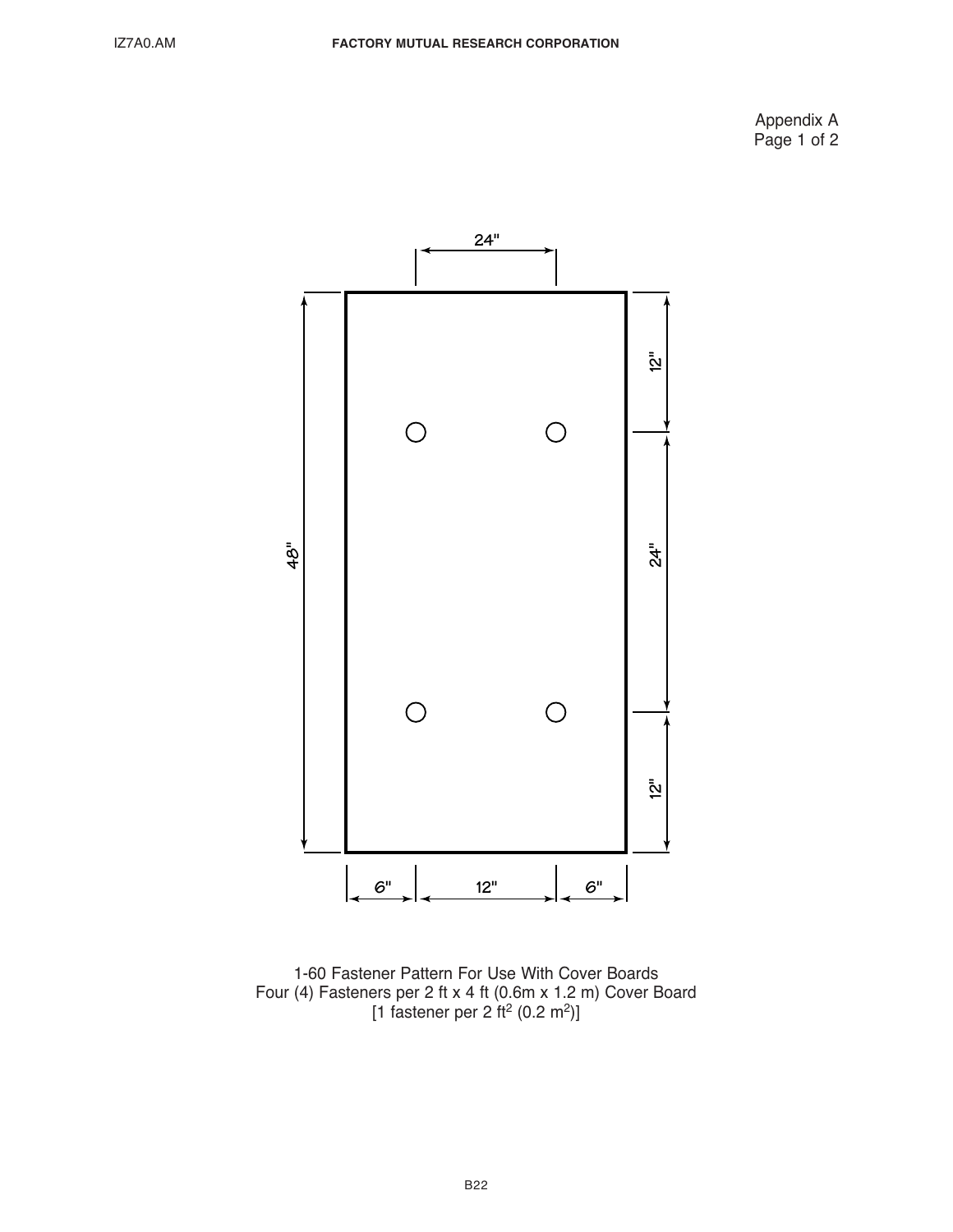Appendix A
Page 1 of 2

24"

48"

12"

24"

12"

6" 12" 6"

1-60 Fastener Pattern For Use With Cover Boards
Four (4) Fasteners per 2 ft x 4 ft (0.6m x 1.2 m) Cover Board
[1 fastener per 2 $ft^2$ (0.2 $m^2$)]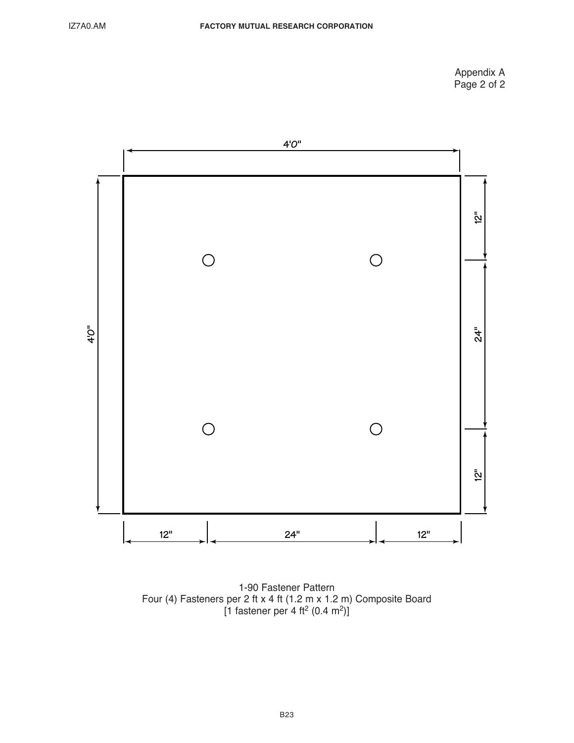Appendix A
Page 2 of 2

4'0"

4'0"

12"

24"

12"

12"

24"

12"

1-90 Fastener Pattern
Four (4) Fasteners per 2 ft x 4 ft (1.2 m x 1.2 m) Composite Board
[1 fastener per 4 ft$^2$ (0.4 m$^2$)]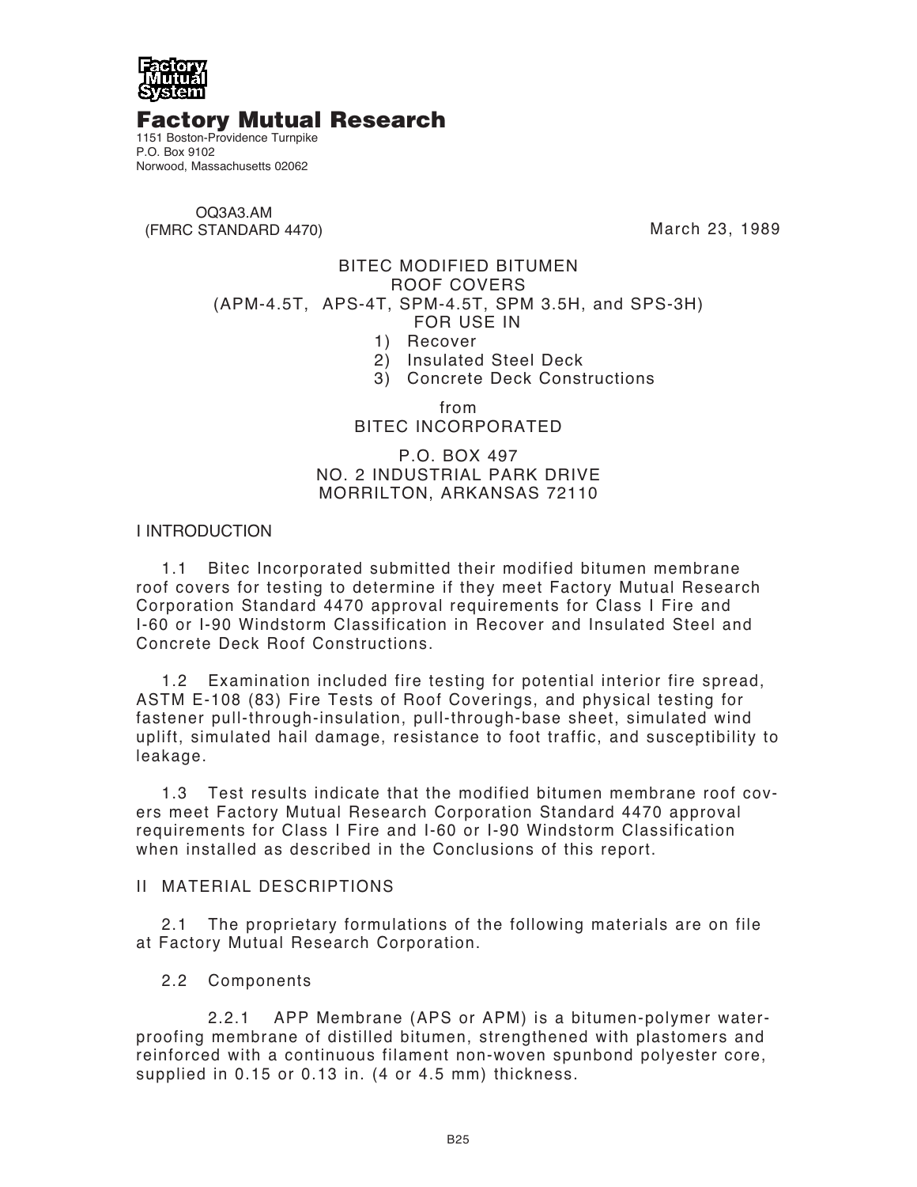Factory Mutual System

# Factory Mutual Research

1151 Boston-Providence Turnpike
P.O. Box 9102
Norwood, Massachusetts 02062

OQ3A3.AM
(FMRC STANDARD 4470)

March 23, 1989

BITEC MODIFIED BITUMEN
ROOF COVERS
(APM-4.5T, APS-4T, SPM-4.5T, SPM 3.5H, and SPS-3H)
FOR USE IN
1) Recover
2) Insulated Steel Deck
3) Concrete Deck Constructions

from
BITEC INCORPORATED

P.O. BOX 497
NO. 2 INDUSTRIAL PARK DRIVE
MORRILTON, ARKANSAS 72110

## I INTRODUCTION

1.1 Bitec Incorporated submitted their modified bitumen membrane roof covers for testing to determine if they meet Factory Mutual Research Corporation Standard 4470 approval requirements for Class I Fire and I-60 or I-90 Windstorm Classification in Recover and Insulated Steel and Concrete Deck Roof Constructions.

1.2 Examination included fire testing for potential interior fire spread, ASTM E-108 (83) Fire Tests of Roof Coverings, and physical testing for fastener pull-through-insulation, pull-through-base sheet, simulated wind uplift, simulated hail damage, resistance to foot traffic, and susceptibility to leakage.

1.3 Test results indicate that the modified bitumen membrane roof covers meet Factory Mutual Research Corporation Standard 4470 approval requirements for Class I Fire and I-60 or I-90 Windstorm Classification when installed as described in the Conclusions of this report.

## II MATERIAL DESCRIPTIONS

2.1 The proprietary formulations of the following materials are on file at Factory Mutual Research Corporation.

2.2 Components

2.2.1 APP Membrane (APS or APM) is a bitumen-polymer waterproofing membrane of distilled bitumen, strengthened with plastomers and reinforced with a continuous filament non-woven spunbond polyester core, supplied in 0.15 or 0.13 in. (4 or 4.5 mm) thickness.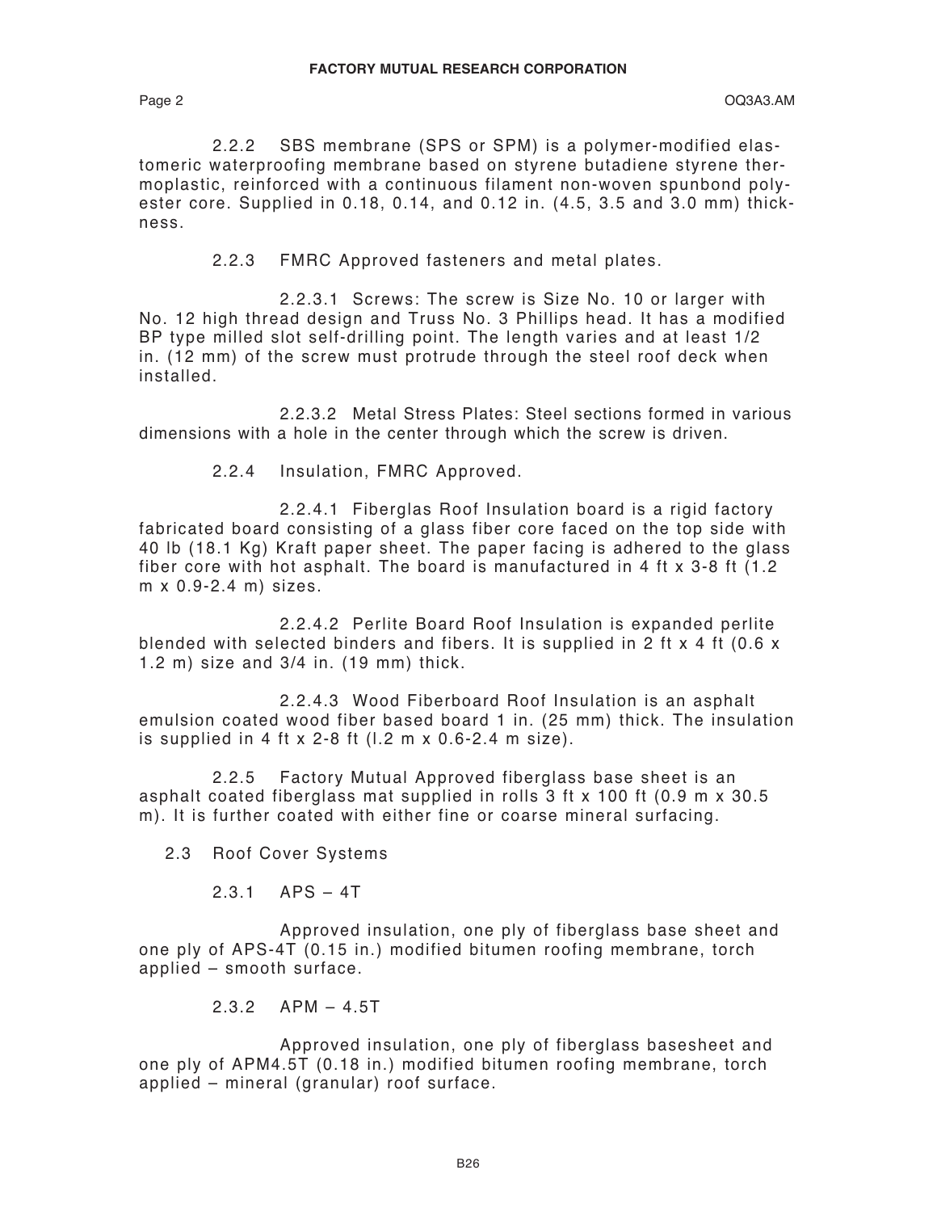2.2.2 SBS membrane (SPS or SPM) is a polymer-modified elastomeric waterproofing membrane based on styrene butadiene styrene thermoplastic, reinforced with a continuous filament non-woven spunbond polyester core. Supplied in 0.18, 0.14, and 0.12 in. (4.5, 3.5 and 3.0 mm) thickness.

2.2.3 FMRC Approved fasteners and metal plates.

2.2.3.1 Screws: The screw is Size No. 10 or larger with No. 12 high thread design and Truss No. 3 Phillips head. It has a modified BP type milled slot self-drilling point. The length varies and at least 1/2 in. (12 mm) of the screw must protrude through the steel roof deck when installed.

2.2.3.2 Metal Stress Plates: Steel sections formed in various dimensions with a hole in the center through which the screw is driven.

2.2.4 Insulation, FMRC Approved.

2.2.4.1 Fiberglas Roof Insulation board is a rigid factory fabricated board consisting of a glass fiber core faced on the top side with 40 lb (18.1 Kg) Kraft paper sheet. The paper facing is adhered to the glass fiber core with hot asphalt. The board is manufactured in 4 ft x 3-8 ft (1.2 m x 0.9-2.4 m) sizes.

2.2.4.2 Perlite Board Roof Insulation is expanded perlite blended with selected binders and fibers. It is supplied in 2 ft x 4 ft (0.6 x 1.2 m) size and 3/4 in. (19 mm) thick.

2.2.4.3 Wood Fiberboard Roof Insulation is an asphalt emulsion coated wood fiber based board 1 in. (25 mm) thick. The insulation is supplied in 4 ft x 2-8 ft (l.2 m x 0.6-2.4 m size).

2.2.5 Factory Mutual Approved fiberglass base sheet is an asphalt coated fiberglass mat supplied in rolls 3 ft x 100 ft (0.9 m x 30.5 m). It is further coated with either fine or coarse mineral surfacing.

2.3 Roof Cover Systems

2.3.1 APS – 4T

Approved insulation, one ply of fiberglass base sheet and one ply of APS-4T (0.15 in.) modified bitumen roofing membrane, torch applied – smooth surface.

2.3.2 APM – 4.5T

Approved insulation, one ply of fiberglass basesheet and one ply of APM4.5T (0.18 in.) modified bitumen roofing membrane, torch applied – mineral (granular) roof surface.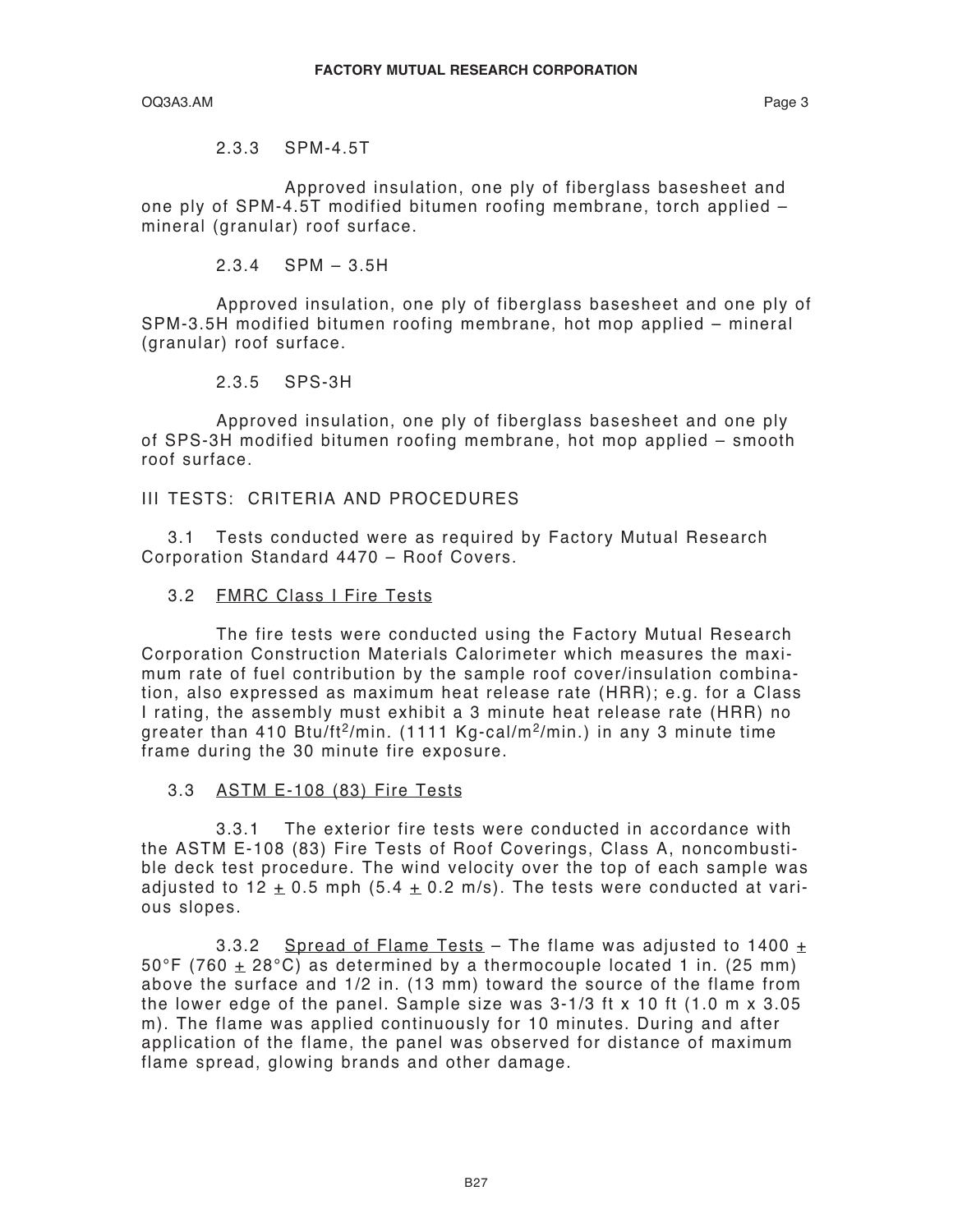2.3.3 SPM-4.5T

Approved insulation, one ply of fiberglass basesheet and one ply of SPM-4.5T modified bitumen roofing membrane, torch applied – mineral (granular) roof surface.

2.3.4 SPM – 3.5H

Approved insulation, one ply of fiberglass basesheet and one ply of SPM-3.5H modified bitumen roofing membrane, hot mop applied – mineral (granular) roof surface.

2.3.5 SPS-3H

Approved insulation, one ply of fiberglass basesheet and one ply of SPS-3H modified bitumen roofing membrane, hot mop applied – smooth roof surface.

## III TESTS: CRITERIA AND PROCEDURES

3.1 Tests conducted were as required by Factory Mutual Research Corporation Standard 4470 – Roof Covers.

### 3.2 FMRC Class I Fire Tests

The fire tests were conducted using the Factory Mutual Research Corporation Construction Materials Calorimeter which measures the maximum rate of fuel contribution by the sample roof cover/insulation combination, also expressed as maximum heat release rate (HRR); e.g. for a Class I rating, the assembly must exhibit a 3 minute heat release rate (HRR) no greater than 410 Btu/ft$^2$/min. (1111 Kg-cal/m$^2$/min.) in any 3 minute time frame during the 30 minute fire exposure.

### 3.3 ASTM E-108 (83) Fire Tests

3.3.1 The exterior fire tests were conducted in accordance with the ASTM E-108 (83) Fire Tests of Roof Coverings, Class A, noncombustible deck test procedure. The wind velocity over the top of each sample was adjusted to 12 $\pm$ 0.5 mph (5.4 $\pm$ 0.2 m/s). The tests were conducted at various slopes.

3.3.2 Spread of Flame Tests – The flame was adjusted to 1400 $\pm$ 50°F (760 $\pm$ 28°C) as determined by a thermocouple located 1 in. (25 mm) above the surface and 1/2 in. (13 mm) toward the source of the flame from the lower edge of the panel. Sample size was 3-1/3 ft x 10 ft (1.0 m x 3.05 m). The flame was applied continuously for 10 minutes. During and after application of the flame, the panel was observed for distance of maximum flame spread, glowing brands and other damage.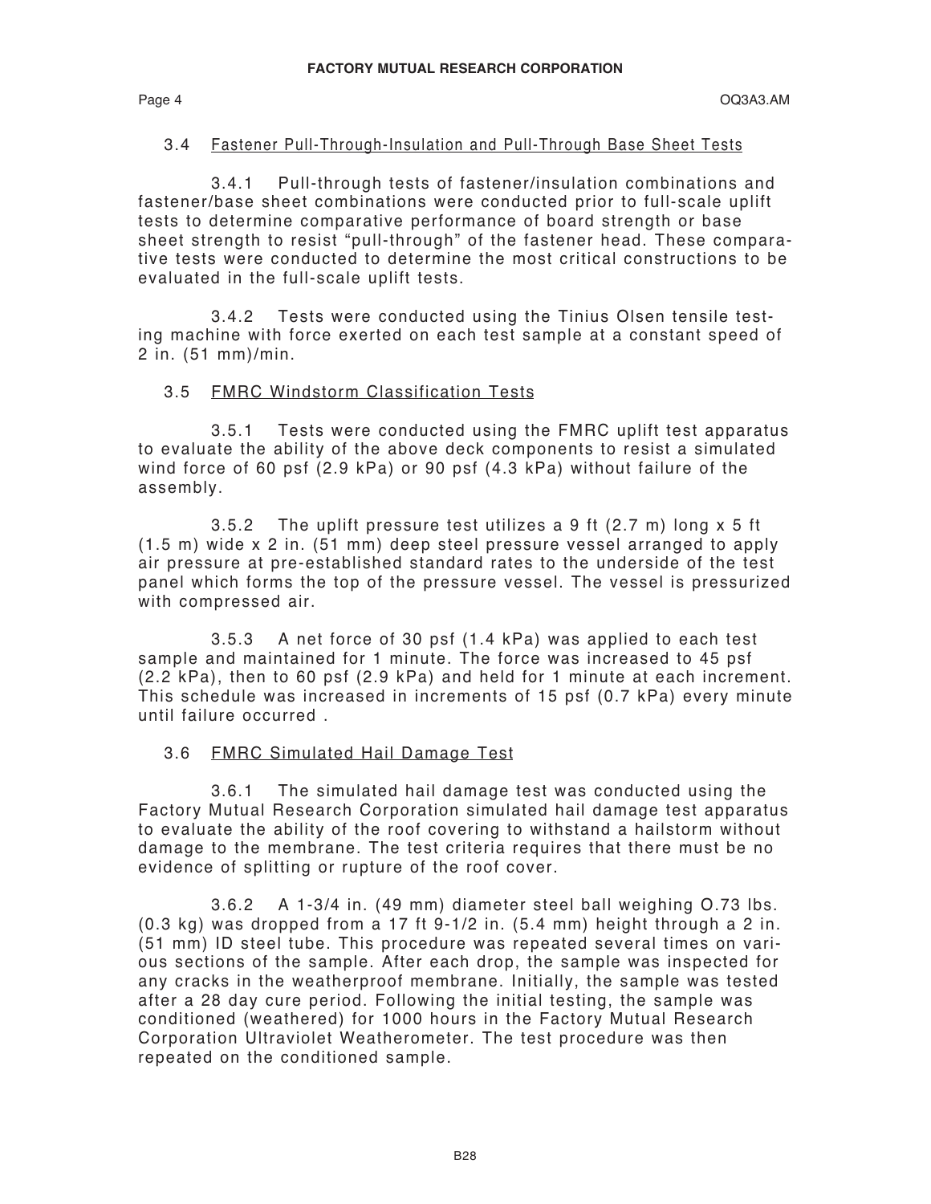### 3.4 Fastener Pull-Through-Insulation and Pull-Through Base Sheet Tests

3.4.1 Pull-through tests of fastener/insulation combinations and fastener/base sheet combinations were conducted prior to full-scale uplift tests to determine comparative performance of board strength or base sheet strength to resist "pull-through" of the fastener head. These comparative tests were conducted to determine the most critical constructions to be evaluated in the full-scale uplift tests.

3.4.2 Tests were conducted using the Tinius Olsen tensile testing machine with force exerted on each test sample at a constant speed of 2 in. (51 mm)/min.

### 3.5 FMRC Windstorm Classification Tests

3.5.1 Tests were conducted using the FMRC uplift test apparatus to evaluate the ability of the above deck components to resist a simulated wind force of 60 psf (2.9 kPa) or 90 psf (4.3 kPa) without failure of the assembly.

3.5.2 The uplift pressure test utilizes a 9 ft (2.7 m) long x 5 ft (1.5 m) wide x 2 in. (51 mm) deep steel pressure vessel arranged to apply air pressure at pre-established standard rates to the underside of the test panel which forms the top of the pressure vessel. The vessel is pressurized with compressed air.

3.5.3 A net force of 30 psf (1.4 kPa) was applied to each test sample and maintained for 1 minute. The force was increased to 45 psf (2.2 kPa), then to 60 psf (2.9 kPa) and held for 1 minute at each increment. This schedule was increased in increments of 15 psf (0.7 kPa) every minute until failure occurred .

### 3.6 FMRC Simulated Hail Damage Test

3.6.1 The simulated hail damage test was conducted using the Factory Mutual Research Corporation simulated hail damage test apparatus to evaluate the ability of the roof covering to withstand a hailstorm without damage to the membrane. The test criteria requires that there must be no evidence of splitting or rupture of the roof cover.

3.6.2 A 1-3/4 in. (49 mm) diameter steel ball weighing O.73 lbs. (0.3 kg) was dropped from a 17 ft 9-1/2 in. (5.4 mm) height through a 2 in. (51 mm) ID steel tube. This procedure was repeated several times on various sections of the sample. After each drop, the sample was inspected for any cracks in the weatherproof membrane. Initially, the sample was tested after a 28 day cure period. Following the initial testing, the sample was conditioned (weathered) for 1000 hours in the Factory Mutual Research Corporation Ultraviolet Weatherometer. The test procedure was then repeated on the conditioned sample.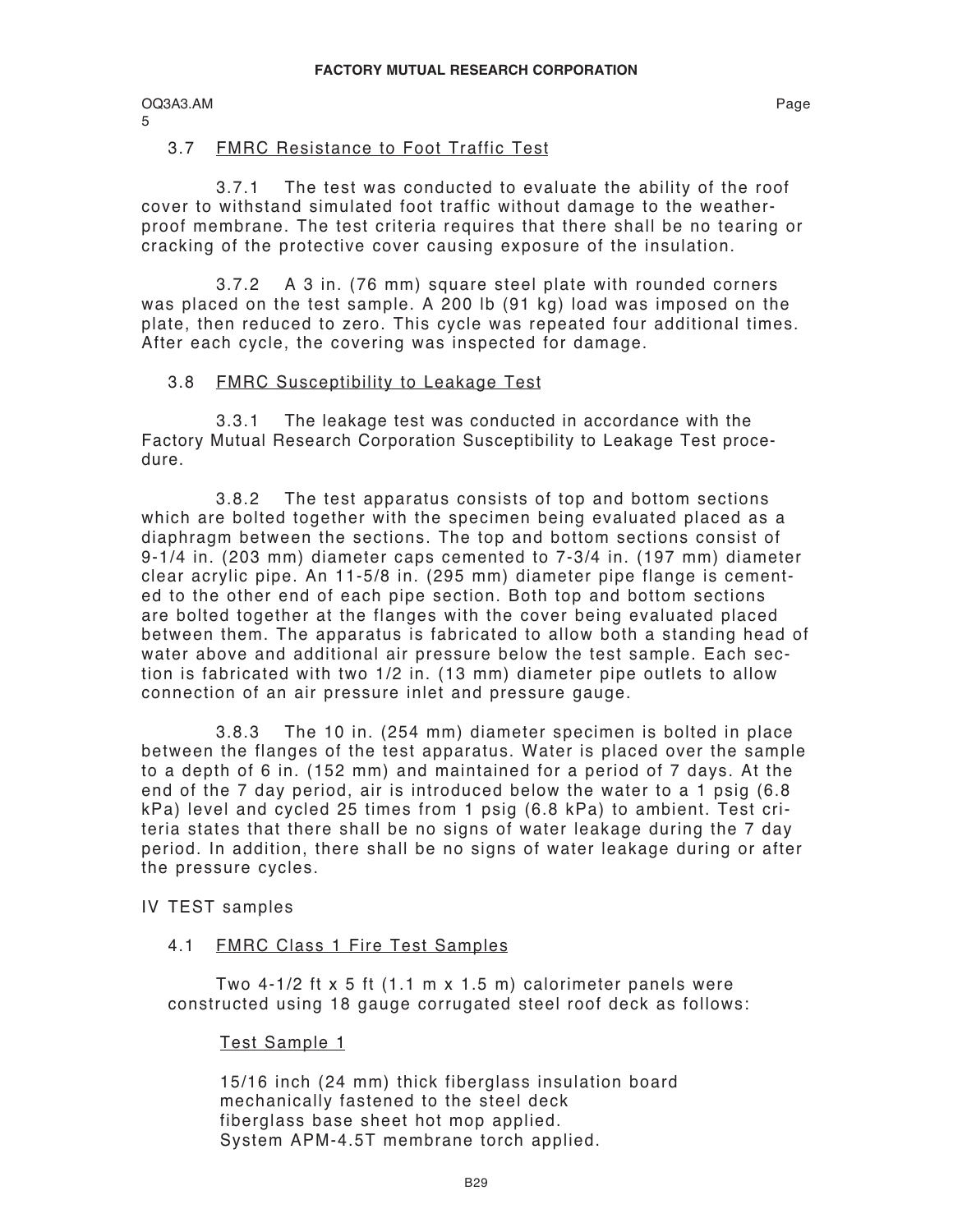### 3.7 FMRC Resistance to Foot Traffic Test

3.7.1 The test was conducted to evaluate the ability of the roof cover to withstand simulated foot traffic without damage to the weather-proof membrane. The test criteria requires that there shall be no tearing or cracking of the protective cover causing exposure of the insulation.

3.7.2 A 3 in. (76 mm) square steel plate with rounded corners was placed on the test sample. A 200 lb (91 kg) load was imposed on the plate, then reduced to zero. This cycle was repeated four additional times. After each cycle, the covering was inspected for damage.

### 3.8 FMRC Susceptibility to Leakage Test

3.3.1 The leakage test was conducted in accordance with the Factory Mutual Research Corporation Susceptibility to Leakage Test procedure.

3.8.2 The test apparatus consists of top and bottom sections which are bolted together with the specimen being evaluated placed as a diaphragm between the sections. The top and bottom sections consist of 9-1/4 in. (203 mm) diameter caps cemented to 7-3/4 in. (197 mm) diameter clear acrylic pipe. An 11-5/8 in. (295 mm) diameter pipe flange is cemented to the other end of each pipe section. Both top and bottom sections are bolted together at the flanges with the cover being evaluated placed between them. The apparatus is fabricated to allow both a standing head of water above and additional air pressure below the test sample. Each section is fabricated with two 1/2 in. (13 mm) diameter pipe outlets to allow connection of an air pressure inlet and pressure gauge.

3.8.3 The 10 in. (254 mm) diameter specimen is bolted in place between the flanges of the test apparatus. Water is placed over the sample to a depth of 6 in. (152 mm) and maintained for a period of 7 days. At the end of the 7 day period, air is introduced below the water to a 1 psig (6.8 kPa) level and cycled 25 times from 1 psig (6.8 kPa) to ambient. Test criteria states that there shall be no signs of water leakage during the 7 day period. In addition, there shall be no signs of water leakage during or after the pressure cycles.

## IV TEST samples

### 4.1 FMRC Class 1 Fire Test Samples

Two 4-1/2 ft x 5 ft (1.1 m x 1.5 m) calorimeter panels were constructed using 18 gauge corrugated steel roof deck as follows:

Test Sample 1

15/16 inch (24 mm) thick fiberglass insulation board mechanically fastened to the steel deck
fiberglass base sheet hot mop applied.
System APM-4.5T membrane torch applied.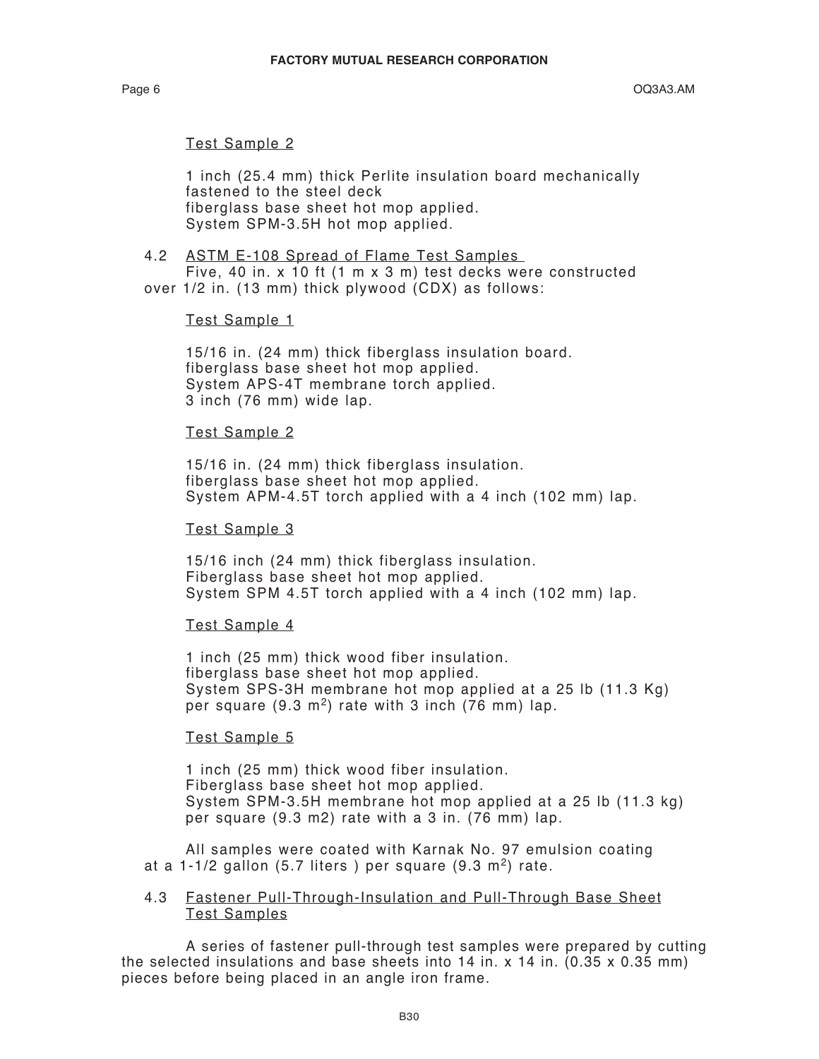Test Sample 2

1 inch (25.4 mm) thick Perlite insulation board mechanically fastened to the steel deck
fiberglass base sheet hot mop applied.
System SPM-3.5H hot mop applied.

4.2 ASTM E-108 Spread of Flame Test Samples

Five, 40 in. x 10 ft (1 m x 3 m) test decks were constructed over 1/2 in. (13 mm) thick plywood (CDX) as follows:

Test Sample 1

15/16 in. (24 mm) thick fiberglass insulation board.
fiberglass base sheet hot mop applied.
System APS-4T membrane torch applied.
3 inch (76 mm) wide lap.

Test Sample 2

15/16 in. (24 mm) thick fiberglass insulation.
fiberglass base sheet hot mop applied.
System APM-4.5T torch applied with a 4 inch (102 mm) lap.

Test Sample 3

15/16 inch (24 mm) thick fiberglass insulation.
Fiberglass base sheet hot mop applied.
System SPM 4.5T torch applied with a 4 inch (102 mm) lap.

Test Sample 4

1 inch (25 mm) thick wood fiber insulation.
fiberglass base sheet hot mop applied.
System SPS-3H membrane hot mop applied at a 25 lb (11.3 Kg) per square (9.3 $m^2$) rate with 3 inch (76 mm) lap.

Test Sample 5

1 inch (25 mm) thick wood fiber insulation.
Fiberglass base sheet hot mop applied.
System SPM-3.5H membrane hot mop applied at a 25 lb (11.3 kg) per square (9.3 m2) rate with a 3 in. (76 mm) lap.

All samples were coated with Karnak No. 97 emulsion coating at a 1-1/2 gallon (5.7 liters ) per square (9.3 $m^2$) rate.

4.3 Fastener Pull-Through-Insulation and Pull-Through Base Sheet Test Samples

A series of fastener pull-through test samples were prepared by cutting the selected insulations and base sheets into 14 in. x 14 in. (0.35 x 0.35 mm) pieces before being placed in an angle iron frame.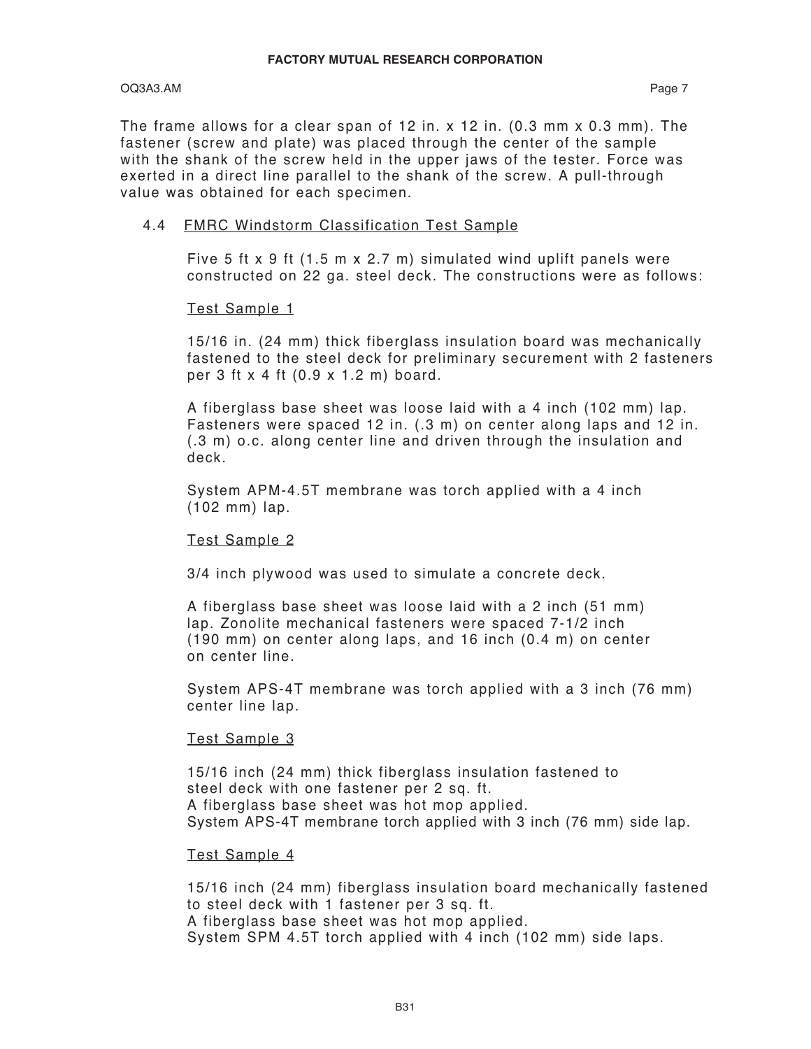The frame allows for a clear span of 12 in. x 12 in. (0.3 mm x 0.3 mm). The fastener (screw and plate) was placed through the center of the sample with the shank of the screw held in the upper jaws of the tester. Force was exerted in a direct line parallel to the shank of the screw. A pull-through value was obtained for each specimen.

## 4.4 FMRC Windstorm Classification Test Sample

Five 5 ft x 9 ft (1.5 m x 2.7 m) simulated wind uplift panels were constructed on 22 ga. steel deck. The constructions were as follows:

### Test Sample 1

15/16 in. (24 mm) thick fiberglass insulation board was mechanically fastened to the steel deck for preliminary securement with 2 fasteners per 3 ft x 4 ft (0.9 x 1.2 m) board.

A fiberglass base sheet was loose laid with a 4 inch (102 mm) lap. Fasteners were spaced 12 in. (.3 m) on center along laps and 12 in. (.3 m) o.c. along center line and driven through the insulation and deck.

System APM-4.5T membrane was torch applied with a 4 inch (102 mm) lap.

### Test Sample 2

3/4 inch plywood was used to simulate a concrete deck.

A fiberglass base sheet was loose laid with a 2 inch (51 mm) lap. Zonolite mechanical fasteners were spaced 7-1/2 inch (190 mm) on center along laps, and 16 inch (0.4 m) on center on center line.

System APS-4T membrane was torch applied with a 3 inch (76 mm) center line lap.

### Test Sample 3

15/16 inch (24 mm) thick fiberglass insulation fastened to steel deck with one fastener per 2 sq. ft.
A fiberglass base sheet was hot mop applied.
System APS-4T membrane torch applied with 3 inch (76 mm) side lap.

### Test Sample 4

15/16 inch (24 mm) fiberglass insulation board mechanically fastened to steel deck with 1 fastener per 3 sq. ft.
A fiberglass base sheet was hot mop applied.
System SPM 4.5T torch applied with 4 inch (102 mm) side laps.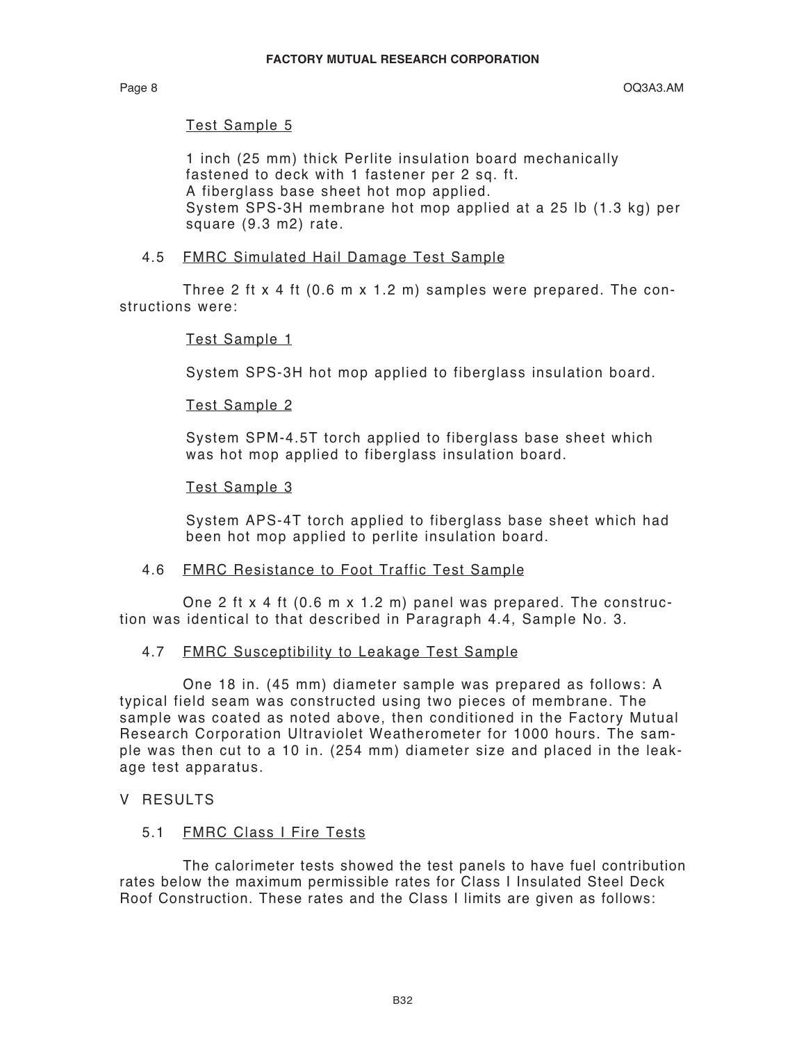Test Sample 5

1 inch (25 mm) thick Perlite insulation board mechanically fastened to deck with 1 fastener per 2 sq. ft.
A fiberglass base sheet hot mop applied.
System SPS-3H membrane hot mop applied at a 25 lb (1.3 kg) per square (9.3 m2) rate.

### 4.5 FMRC Simulated Hail Damage Test Sample

Three 2 ft x 4 ft (0.6 m x 1.2 m) samples were prepared. The constructions were:

Test Sample 1

System SPS-3H hot mop applied to fiberglass insulation board.

Test Sample 2

System SPM-4.5T torch applied to fiberglass base sheet which was hot mop applied to fiberglass insulation board.

Test Sample 3

System APS-4T torch applied to fiberglass base sheet which had been hot mop applied to perlite insulation board.

### 4.6 FMRC Resistance to Foot Traffic Test Sample

One 2 ft x 4 ft (0.6 m x 1.2 m) panel was prepared. The construction was identical to that described in Paragraph 4.4, Sample No. 3.

### 4.7 FMRC Susceptibility to Leakage Test Sample

One 18 in. (45 mm) diameter sample was prepared as follows: A typical field seam was constructed using two pieces of membrane. The sample was coated as noted above, then conditioned in the Factory Mutual Research Corporation Ultraviolet Weatherometer for 1000 hours. The sample was then cut to a 10 in. (254 mm) diameter size and placed in the leakage test apparatus.

## V RESULTS

### 5.1 FMRC Class I Fire Tests

The calorimeter tests showed the test panels to have fuel contribution rates below the maximum permissible rates for Class I Insulated Steel Deck Roof Construction. These rates and the Class I limits are given as follows: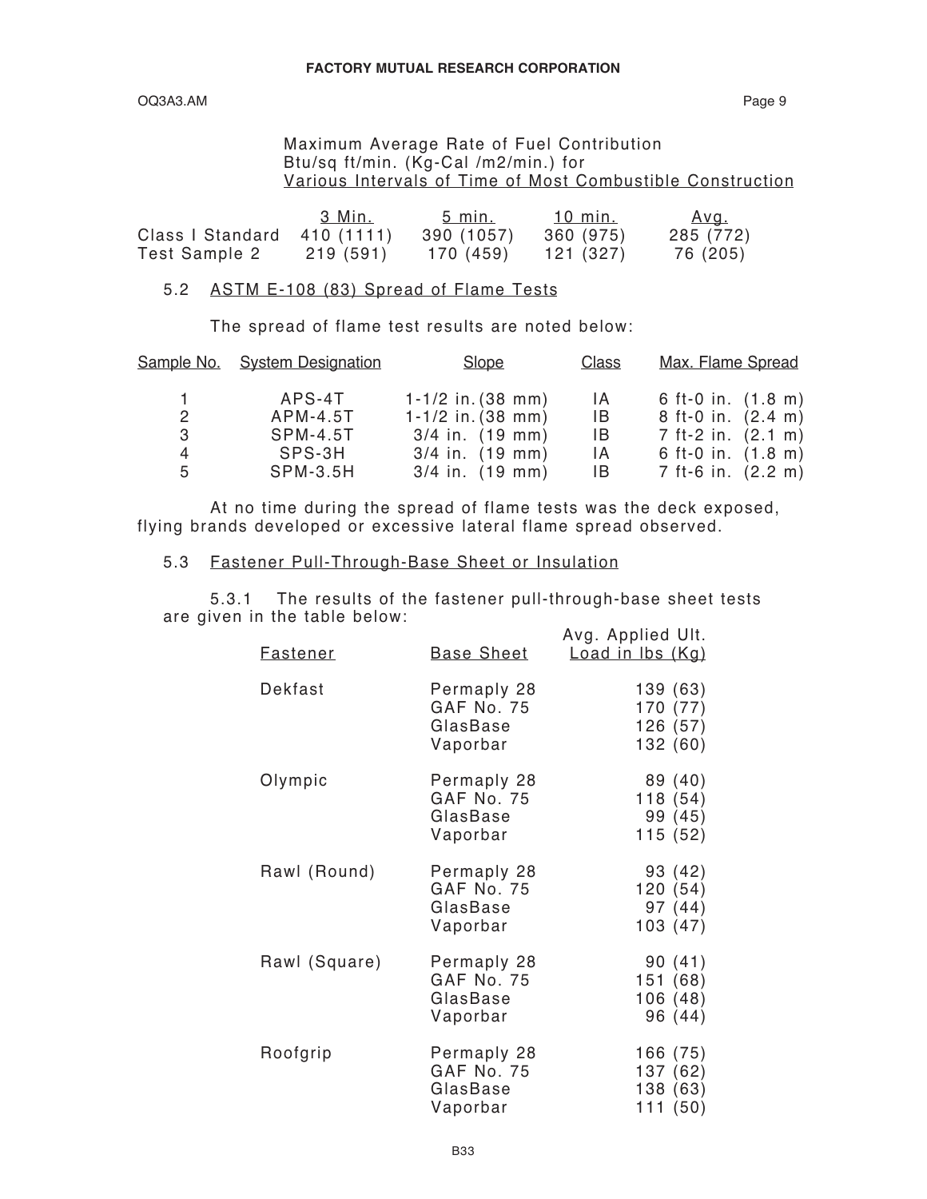Maximum Average Rate of Fuel Contribution
Btu/sq ft/min. (Kg-Cal /m2/min.) for
Various Intervals of Time of Most Combustible Construction

| | 3 Min. | 5 min. | 10 min. | Avg. |
|---|---|---|---|---|
| Class I Standard | 410 (1111) | 390 (1057) | 360 (975) | 285 (772) |
| Test Sample 2 | 219 (591) | 170 (459) | 121 (327) | 76 (205) |

5.2 ASTM E-108 (83) Spread of Flame Tests

The spread of flame test results are noted below:

| Sample No. | System Designation | Slope | Class | Max. Flame Spread |
|---|---|---|---|---|
| 1 | APS-4T | 1-1/2 in. (38 mm) | IA | 6 ft-0 in. (1.8 m) |
| 2 | APM-4.5T | 1-1/2 in. (38 mm) | IB | 8 ft-0 in. (2.4 m) |
| 3 | SPM-4.5T | 3/4 in. (19 mm) | IB | 7 ft-2 in. (2.1 m) |
| 4 | SPS-3H | 3/4 in. (19 mm) | IA | 6 ft-0 in. (1.8 m) |
| 5 | SPM-3.5H | 3/4 in. (19 mm) | IB | 7 ft-6 in. (2.2 m) |

At no time during the spread of flame tests was the deck exposed, flying brands developed or excessive lateral flame spread observed.

5.3 Fastener Pull-Through-Base Sheet or Insulation

5.3.1 The results of the fastener pull-through-base sheet tests are given in the table below:

| Fastener | Base Sheet | Avg. Applied Ult. Load in lbs (Kg) |
|---|---|---|
| Dekfast | Permaply 28 | 139 (63) |
| | GAF No. 75 | 170 (77) |
| | GlasBase | 126 (57) |
| | Vaporbar | 132 (60) |
| Olympic | Permaply 28 | 89 (40) |
| | GAF No. 75 | 118 (54) |
| | GlasBase | 99 (45) |
| | Vaporbar | 115 (52) |
| Rawl (Round) | Permaply 28 | 93 (42) |
| | GAF No. 75 | 120 (54) |
| | GlasBase | 97 (44) |
| | Vaporbar | 103 (47) |
| Rawl (Square) | Permaply 28 | 90 (41) |
| | GAF No. 75 | 151 (68) |
| | GlasBase | 106 (48) |
| | Vaporbar | 96 (44) |
| Roofgrip | Permaply 28 | 166 (75) |
| | GAF No. 75 | 137 (62) |
| | GlasBase | 138 (63) |
| | Vaporbar | 111 (50) |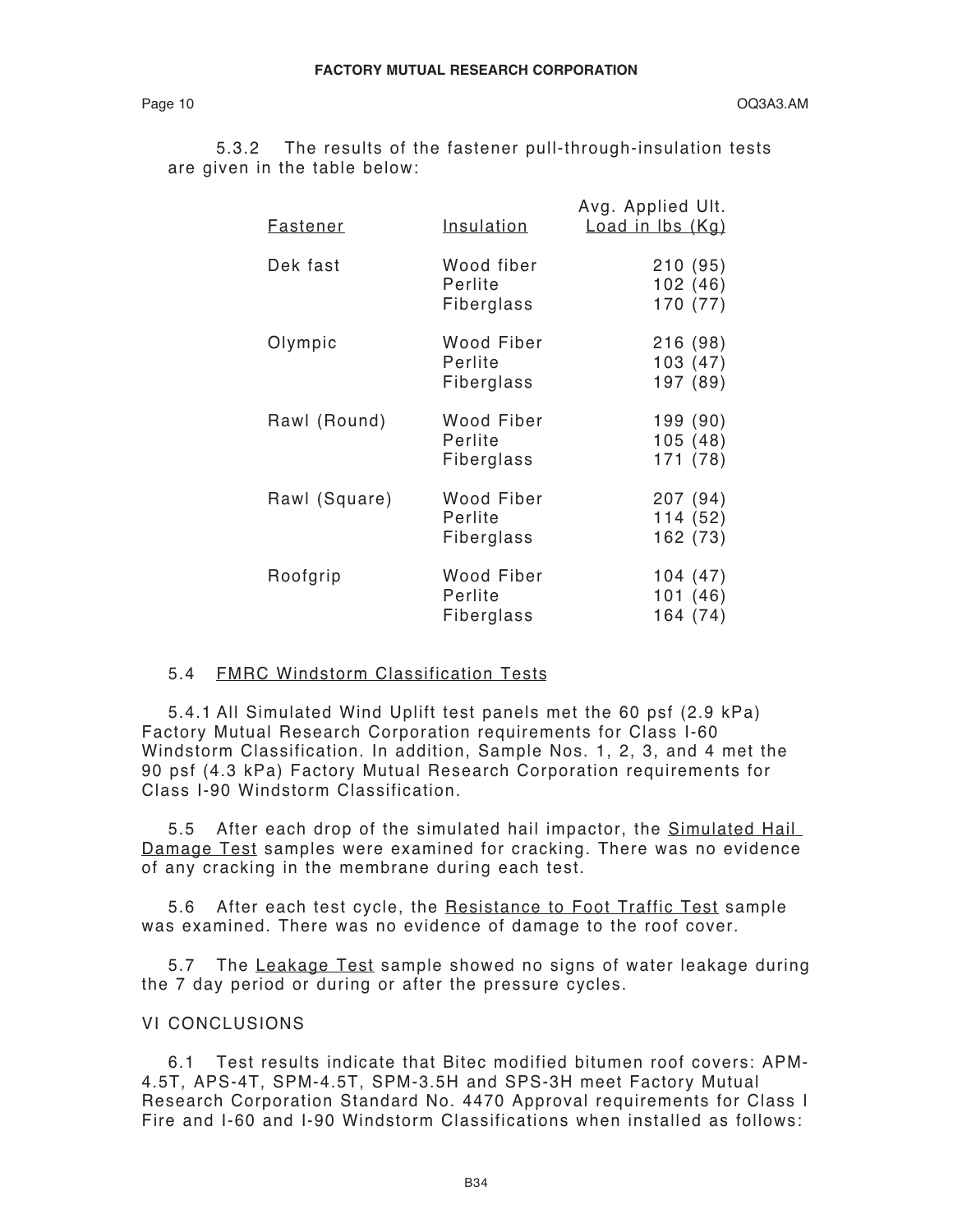5.3.2 The results of the fastener pull-through-insulation tests are given in the table below:

| Fastener | Insulation | Avg. Applied Ult. Load in lbs (Kg) |
|---|---|---|
| Dek fast | Wood fiber | 210 (95) |
| | Perlite | 102 (46) |
| | Fiberglass | 170 (77) |
| Olympic | Wood Fiber | 216 (98) |
| | Perlite | 103 (47) |
| | Fiberglass | 197 (89) |
| Rawl (Round) | Wood Fiber | 199 (90) |
| | Perlite | 105 (48) |
| | Fiberglass | 171 (78) |
| Rawl (Square) | Wood Fiber | 207 (94) |
| | Perlite | 114 (52) |
| | Fiberglass | 162 (73) |
| Roofgrip | Wood Fiber | 104 (47) |
| | Perlite | 101 (46) |
| | Fiberglass | 164 (74) |

### 5.4 FMRC Windstorm Classification Tests

5.4.1 All Simulated Wind Uplift test panels met the 60 psf (2.9 kPa) Factory Mutual Research Corporation requirements for Class I-60 Windstorm Classification. In addition, Sample Nos. 1, 2, 3, and 4 met the 90 psf (4.3 kPa) Factory Mutual Research Corporation requirements for Class I-90 Windstorm Classification.

5.5 After each drop of the simulated hail impactor, the Simulated Hail Damage Test samples were examined for cracking. There was no evidence of any cracking in the membrane during each test.

5.6 After each test cycle, the Resistance to Foot Traffic Test sample was examined. There was no evidence of damage to the roof cover.

5.7 The Leakage Test sample showed no signs of water leakage during the 7 day period or during or after the pressure cycles.

## VI CONCLUSIONS

6.1 Test results indicate that Bitec modified bitumen roof covers: APM-4.5T, APS-4T, SPM-4.5T, SPM-3.5H and SPS-3H meet Factory Mutual Research Corporation Standard No. 4470 Approval requirements for Class I Fire and I-60 and I-90 Windstorm Classifications when installed as follows: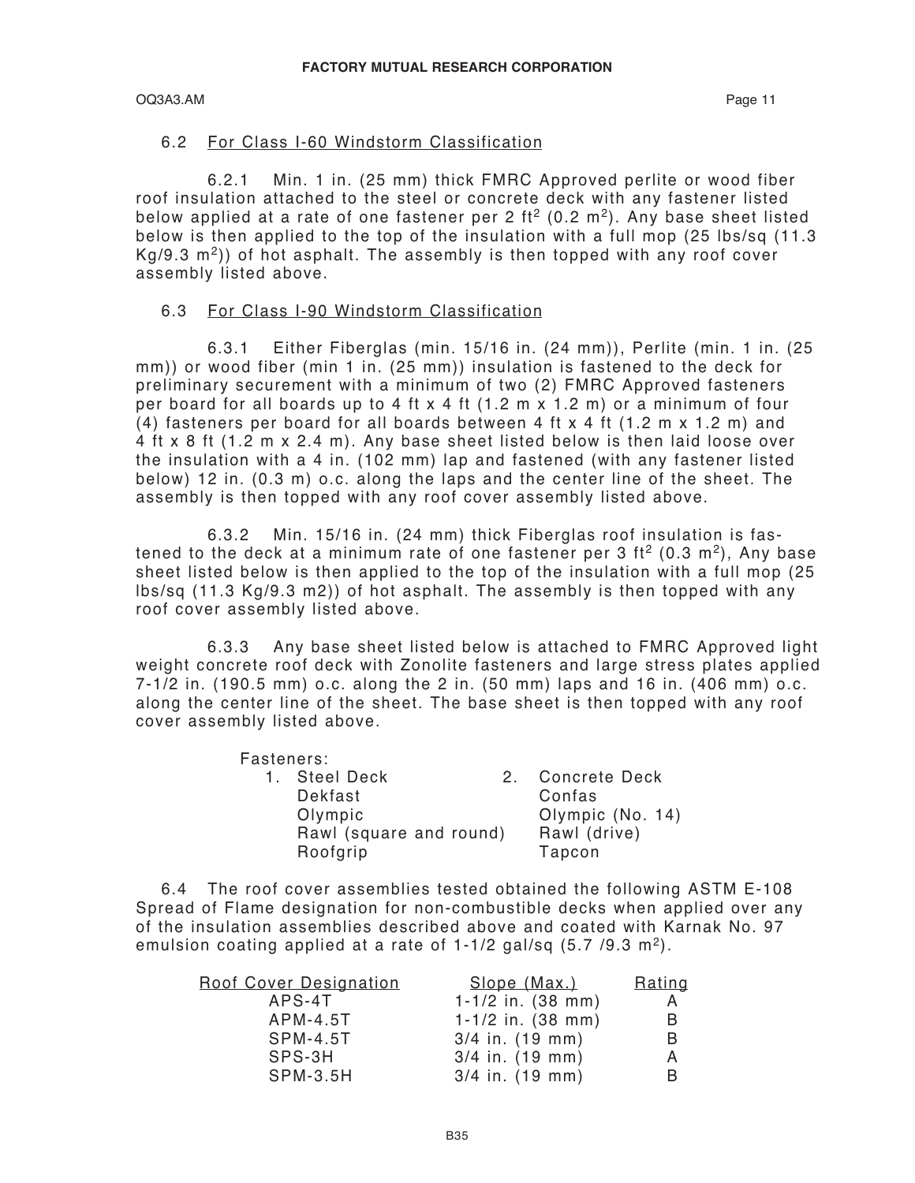### 6.2 For Class I-60 Windstorm Classification

6.2.1 Min. 1 in. (25 mm) thick FMRC Approved perlite or wood fiber roof insulation attached to the steel or concrete deck with any fastener listed below applied at a rate of one fastener per 2 $ft^2$ (0.2 $m^2$). Any base sheet listed below is then applied to the top of the insulation with a full mop (25 lbs/sq (11.3 Kg/9.3 $m^2$)) of hot asphalt. The assembly is then topped with any roof cover assembly listed above.

### 6.3 For Class I-90 Windstorm Classification

6.3.1 Either Fiberglas (min. 15/16 in. (24 mm)), Perlite (min. 1 in. (25 mm)) or wood fiber (min 1 in. (25 mm)) insulation is fastened to the deck for preliminary securement with a minimum of two (2) FMRC Approved fasteners per board for all boards up to 4 ft x 4 ft (1.2 m x 1.2 m) or a minimum of four (4) fasteners per board for all boards between 4 ft x 4 ft (1.2 m x 1.2 m) and 4 ft x 8 ft (1.2 m x 2.4 m). Any base sheet listed below is then laid loose over the insulation with a 4 in. (102 mm) lap and fastened (with any fastener listed below) 12 in. (0.3 m) o.c. along the laps and the center line of the sheet. The assembly is then topped with any roof cover assembly listed above.

6.3.2 Min. 15/16 in. (24 mm) thick Fiberglas roof insulation is fastened to the deck at a minimum rate of one fastener per 3 $ft^2$ (0.3 $m^2$), Any base sheet listed below is then applied to the top of the insulation with a full mop (25 lbs/sq (11.3 Kg/9.3 m2)) of hot asphalt. The assembly is then topped with any roof cover assembly listed above.

6.3.3 Any base sheet listed below is attached to FMRC Approved light weight concrete roof deck with Zonolite fasteners and large stress plates applied 7-1/2 in. (190.5 mm) o.c. along the 2 in. (50 mm) laps and 16 in. (406 mm) o.c. along the center line of the sheet. The base sheet is then topped with any roof cover assembly listed above.

Fasteners:

| 1. Steel Deck | 2. Concrete Deck |
|---|---|
| Dekfast | Confas |
| Olympic | Olympic (No. 14) |
| Rawl (square and round) | Rawl (drive) |
| Roofgrip | Tapcon |

6.4 The roof cover assemblies tested obtained the following ASTM E-108 Spread of Flame designation for non-combustible decks when applied over any of the insulation assemblies described above and coated with Karnak No. 97 emulsion coating applied at a rate of 1-1/2 gal/sq (5.7 /9.3 $m^2$).

| Roof Cover Designation | Slope (Max.) | Rating |
|---|---|---|
| APS-4T | 1-1/2 in. (38 mm) | A |
| APM-4.5T | 1-1/2 in. (38 mm) | B |
| SPM-4.5T | 3/4 in. (19 mm) | B |
| SPS-3H | 3/4 in. (19 mm) | A |
| SPM-3.5H | 3/4 in. (19 mm) | B |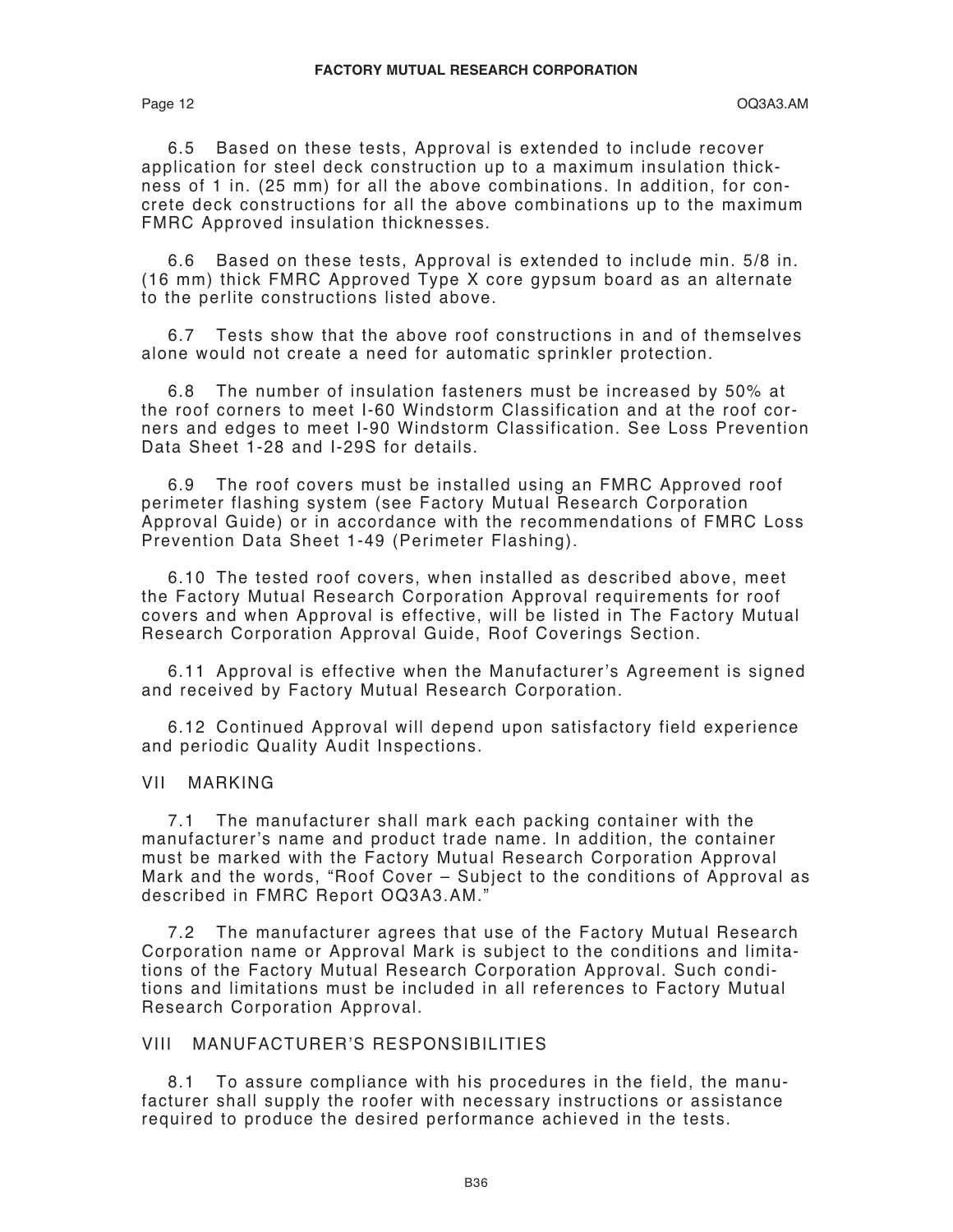6.5 Based on these tests, Approval is extended to include recover application for steel deck construction up to a maximum insulation thickness of 1 in. (25 mm) for all the above combinations. In addition, for concrete deck constructions for all the above combinations up to the maximum FMRC Approved insulation thicknesses.

6.6 Based on these tests, Approval is extended to include min. 5/8 in. (16 mm) thick FMRC Approved Type X core gypsum board as an alternate to the perlite constructions listed above.

6.7 Tests show that the above roof constructions in and of themselves alone would not create a need for automatic sprinkler protection.

6.8 The number of insulation fasteners must be increased by 50% at the roof corners to meet I-60 Windstorm Classification and at the roof corners and edges to meet I-90 Windstorm Classification. See Loss Prevention Data Sheet 1-28 and I-29S for details.

6.9 The roof covers must be installed using an FMRC Approved roof perimeter flashing system (see Factory Mutual Research Corporation Approval Guide) or in accordance with the recommendations of FMRC Loss Prevention Data Sheet 1-49 (Perimeter Flashing).

6.10 The tested roof covers, when installed as described above, meet the Factory Mutual Research Corporation Approval requirements for roof covers and when Approval is effective, will be listed in The Factory Mutual Research Corporation Approval Guide, Roof Coverings Section.

6.11 Approval is effective when the Manufacturer's Agreement is signed and received by Factory Mutual Research Corporation.

6.12 Continued Approval will depend upon satisfactory field experience and periodic Quality Audit Inspections.

## VII MARKING

7.1 The manufacturer shall mark each packing container with the manufacturer's name and product trade name. In addition, the container must be marked with the Factory Mutual Research Corporation Approval Mark and the words, "Roof Cover – Subject to the conditions of Approval as described in FMRC Report OQ3A3.AM."

7.2 The manufacturer agrees that use of the Factory Mutual Research Corporation name or Approval Mark is subject to the conditions and limitations of the Factory Mutual Research Corporation Approval. Such conditions and limitations must be included in all references to Factory Mutual Research Corporation Approval.

## VIII MANUFACTURER'S RESPONSIBILITIES

8.1 To assure compliance with his procedures in the field, the manufacturer shall supply the roofer with necessary instructions or assistance required to produce the desired performance achieved in the tests.